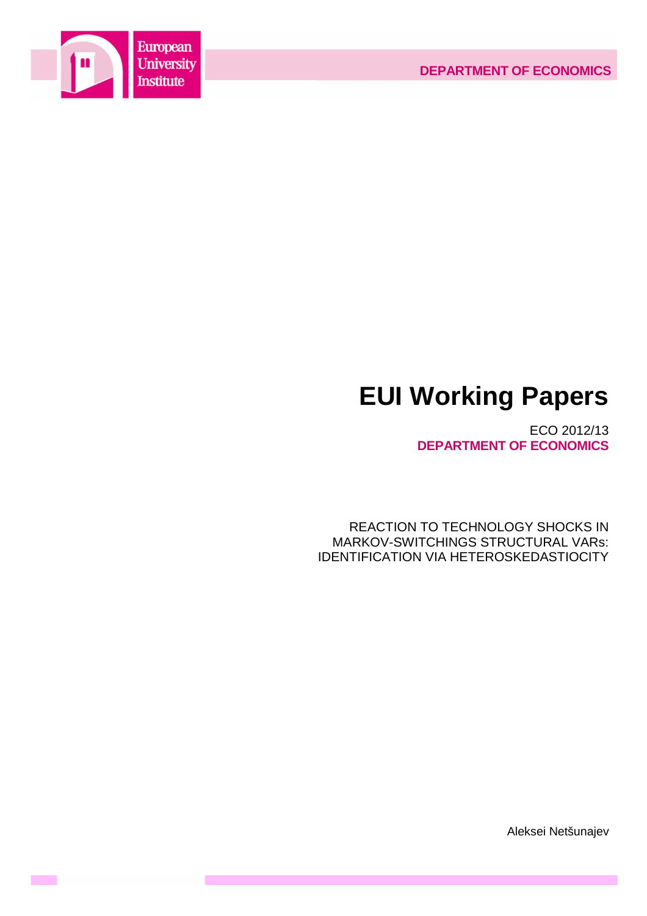European University Institute

DEPARTMENT OF ECONOMICS

# EUI Working Papers

ECO 2012/13
**DEPARTMENT OF ECONOMICS**

REACTION TO TECHNOLOGY SHOCKS IN MARKOV-SWITCHINGS STRUCTURAL VARs: IDENTIFICATION VIA HETEROSKEDASTIOCITY

Aleksei Netšunajev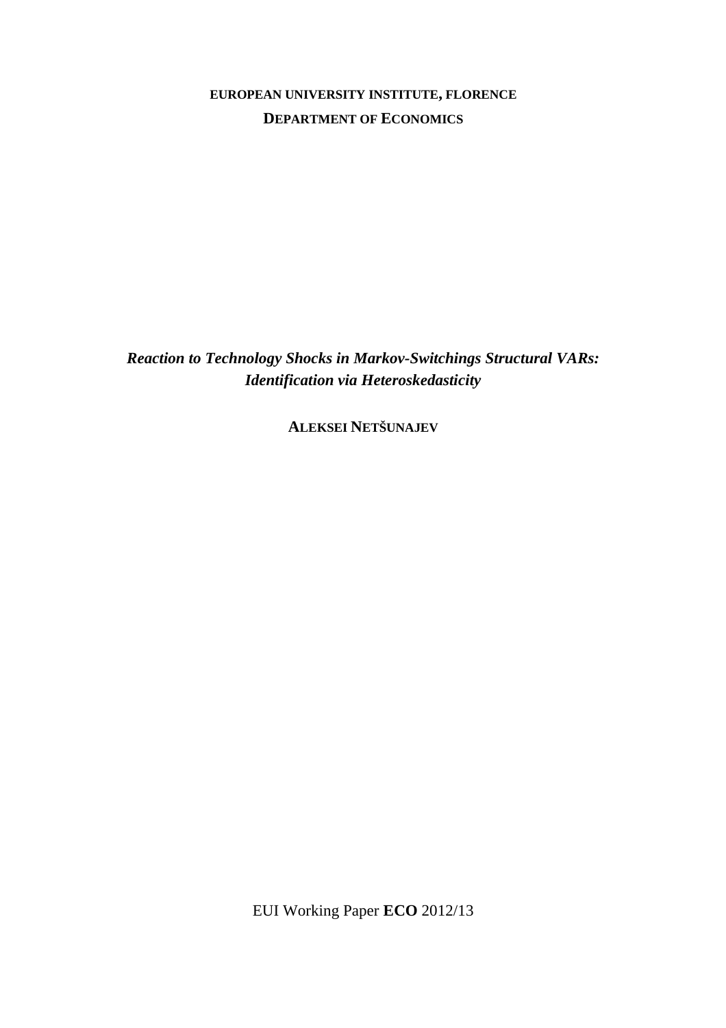**EUROPEAN UNIVERSITY INSTITUTE, FLORENCE**

**DEPARTMENT OF ECONOMICS**

***Reaction to Technology Shocks in Markov-Switchings Structural VARs: Identification via Heteroskedasticity***

**ALEKSEI NETŠUNAJEV**

EUI Working Paper **ECO** 2012/13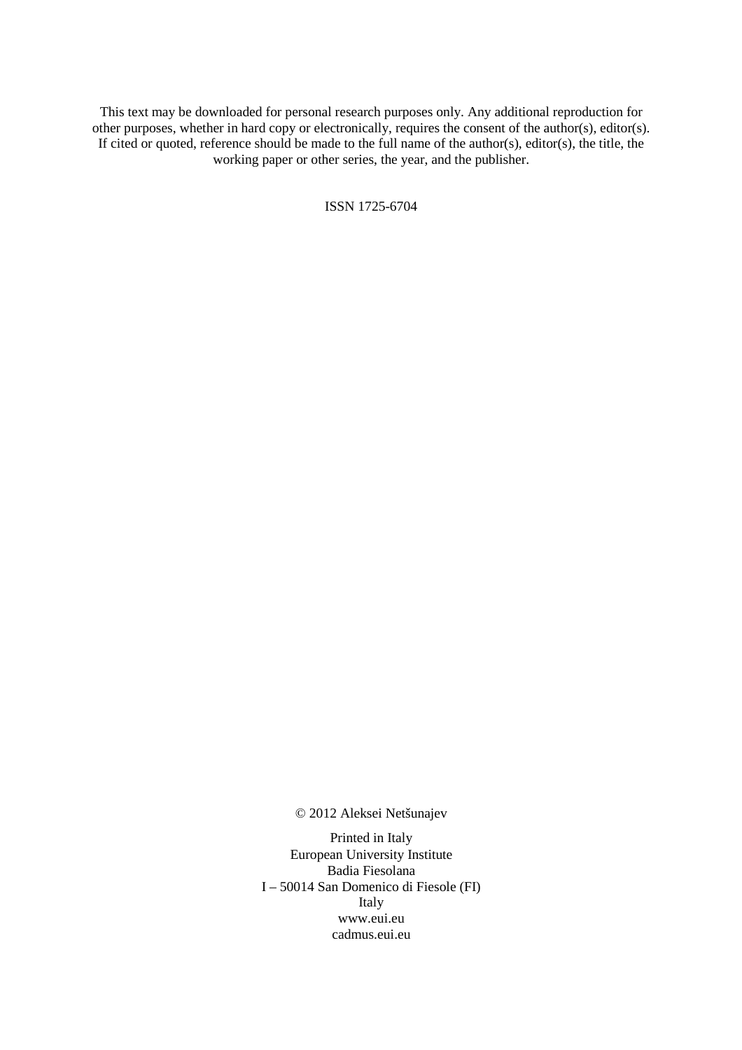This text may be downloaded for personal research purposes only. Any additional reproduction for other purposes, whether in hard copy or electronically, requires the consent of the author(s), editor(s). If cited or quoted, reference should be made to the full name of the author(s), editor(s), the title, the working paper or other series, the year, and the publisher.

ISSN 1725-6704

© 2012 Aleksei Netšunajev

Printed in Italy
European University Institute
Badia Fiesolana
I – 50014 San Domenico di Fiesole (FI)
Italy
www.eui.eu
cadmus.eui.eu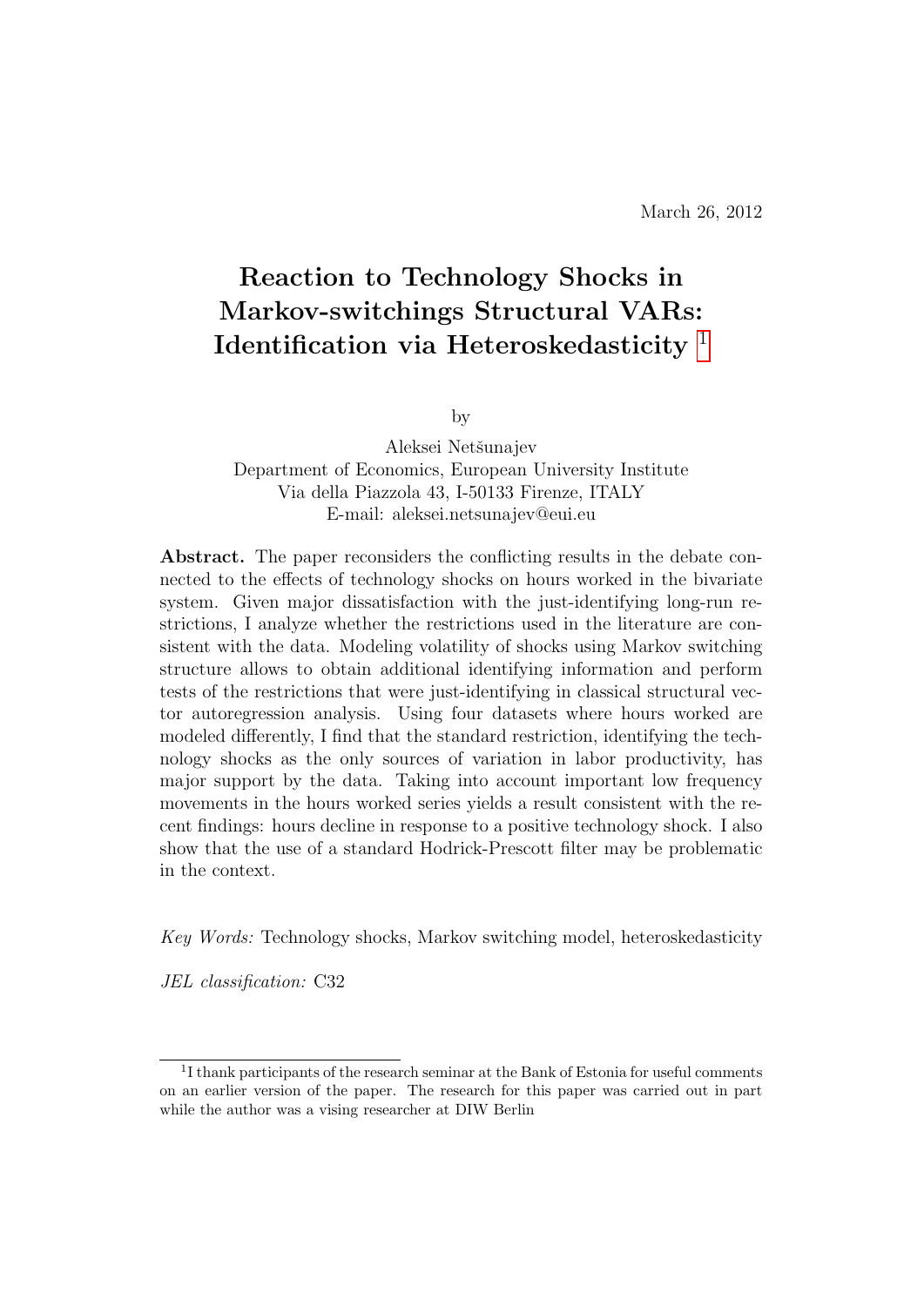March 26, 2012

# Reaction to Technology Shocks in Markov-switchings Structural VARs: Identification via Heteroskedasticity [1]

by

Aleksei Netšunajev  
Department of Economics, European University Institute  
Via della Piazzola 43, I-50133 Firenze, ITALY  
E-mail: aleksei.netsunajev@eui.eu

**Abstract.** The paper reconsiders the conflicting results in the debate connected to the effects of technology shocks on hours worked in the bivariate system. Given major dissatisfaction with the just-identifying long-run restrictions, I analyze whether the restrictions used in the literature are consistent with the data. Modeling volatility of shocks using Markov switching structure allows to obtain additional identifying information and perform tests of the restrictions that were just-identifying in classical structural vector autoregression analysis. Using four datasets where hours worked are modeled differently, I find that the standard restriction, identifying the technology shocks as the only sources of variation in labor productivity, has major support by the data. Taking into account important low frequency movements in the hours worked series yields a result consistent with the recent findings: hours decline in response to a positive technology shock. I also show that the use of a standard Hodrick-Prescott filter may be problematic in the context.

*Key Words:* Technology shocks, Markov switching model, heteroskedasticity

*JEL classification:* C32

[1] I thank participants of the research seminar at the Bank of Estonia for useful comments on an earlier version of the paper. The research for this paper was carried out in part while the author was a vising researcher at DIW Berlin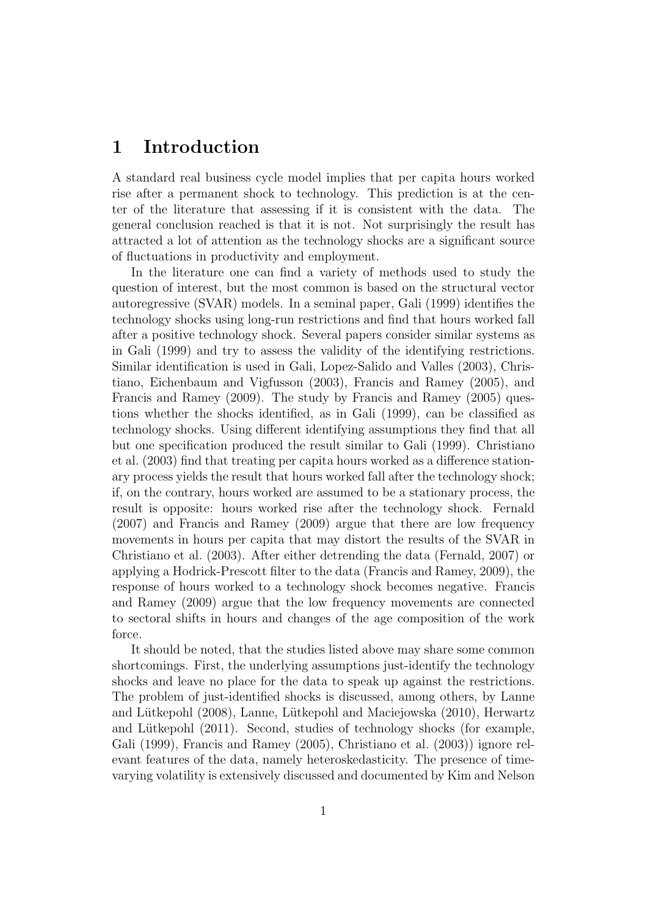# 1 Introduction

A standard real business cycle model implies that per capita hours worked rise after a permanent shock to technology. This prediction is at the center of the literature that assessing if it is consistent with the data. The general conclusion reached is that it is not. Not surprisingly the result has attracted a lot of attention as the technology shocks are a significant source of fluctuations in productivity and employment.

In the literature one can find a variety of methods used to study the question of interest, but the most common is based on the structural vector autoregressive (SVAR) models. In a seminal paper, Gali (1999) identifies the technology shocks using long-run restrictions and find that hours worked fall after a positive technology shock. Several papers consider similar systems as in Gali (1999) and try to assess the validity of the identifying restrictions. Similar identification is used in Gali, Lopez-Salido and Valles (2003), Christiano, Eichenbaum and Vigfusson (2003), Francis and Ramey (2005), and Francis and Ramey (2009). The study by Francis and Ramey (2005) questions whether the shocks identified, as in Gali (1999), can be classified as technology shocks. Using different identifying assumptions they find that all but one specification produced the result similar to Gali (1999). Christiano et al. (2003) find that treating per capita hours worked as a difference stationary process yields the result that hours worked fall after the technology shock; if, on the contrary, hours worked are assumed to be a stationary process, the result is opposite: hours worked rise after the technology shock. Fernald (2007) and Francis and Ramey (2009) argue that there are low frequency movements in hours per capita that may distort the results of the SVAR in Christiano et al. (2003). After either detrending the data (Fernald, 2007) or applying a Hodrick-Prescott filter to the data (Francis and Ramey, 2009), the response of hours worked to a technology shock becomes negative. Francis and Ramey (2009) argue that the low frequency movements are connected to sectoral shifts in hours and changes of the age composition of the work force.

It should be noted, that the studies listed above may share some common shortcomings. First, the underlying assumptions just-identify the technology shocks and leave no place for the data to speak up against the restrictions. The problem of just-identified shocks is discussed, among others, by Lanne and Lütkepohl (2008), Lanne, Lütkepohl and Maciejowska (2010), Herwartz and Lütkepohl (2011). Second, studies of technology shocks (for example, Gali (1999), Francis and Ramey (2005), Christiano et al. (2003)) ignore relevant features of the data, namely heteroskedasticity. The presence of time-varying volatility is extensively discussed and documented by Kim and Nelson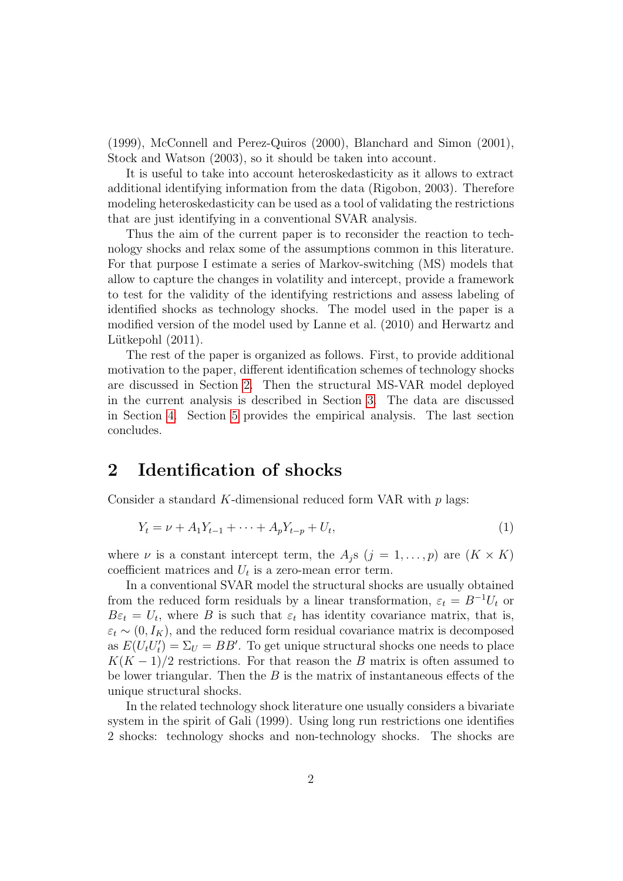(1999), McConnell and Perez-Quiros (2000), Blanchard and Simon (2001), Stock and Watson (2003), so it should be taken into account.

It is useful to take into account heteroskedasticity as it allows to extract additional identifying information from the data (Rigobon, 2003). Therefore modeling heteroskedasticity can be used as a tool of validating the restrictions that are just identifying in a conventional SVAR analysis.

Thus the aim of the current paper is to reconsider the reaction to technology shocks and relax some of the assumptions common in this literature. For that purpose I estimate a series of Markov-switching (MS) models that allow to capture the changes in volatility and intercept, provide a framework to test for the validity of the identifying restrictions and assess labeling of identified shocks as technology shocks. The model used in the paper is a modified version of the model used by Lanne et al. (2010) and Herwartz and Lütkepohl (2011).

The rest of the paper is organized as follows. First, to provide additional motivation to the paper, different identification schemes of technology shocks are discussed in Section 2. Then the structural MS-VAR model deployed in the current analysis is described in Section 3. The data are discussed in Section 4. Section 5 provides the empirical analysis. The last section concludes.

## 2 Identification of shocks

Consider a standard $K$-dimensional reduced form VAR with $p$ lags:

$$Y_t = \nu + A_1 Y_{t-1} + \cdots + A_p Y_{t-p} + U_t, \tag{1}$$

where $\nu$ is a constant intercept term, the $A_j$s $(j = 1, \ldots, p)$ are $(K \times K)$ coefficient matrices and $U_t$ is a zero-mean error term.

In a conventional SVAR model the structural shocks are usually obtained from the reduced form residuals by a linear transformation, $\varepsilon_t = B^{-1} U_t$ or $B\varepsilon_t = U_t$, where $B$ is such that $\varepsilon_t$ has identity covariance matrix, that is, $\varepsilon_t \sim (0, I_K)$, and the reduced form residual covariance matrix is decomposed as $E(U_t U_t') = \Sigma_U = BB'$. To get unique structural shocks one needs to place $K(K-1)/2$ restrictions. For that reason the $B$ matrix is often assumed to be lower triangular. Then the $B$ is the matrix of instantaneous effects of the unique structural shocks.

In the related technology shock literature one usually considers a bivariate system in the spirit of Gali (1999). Using long run restrictions one identifies 2 shocks: technology shocks and non-technology shocks. The shocks are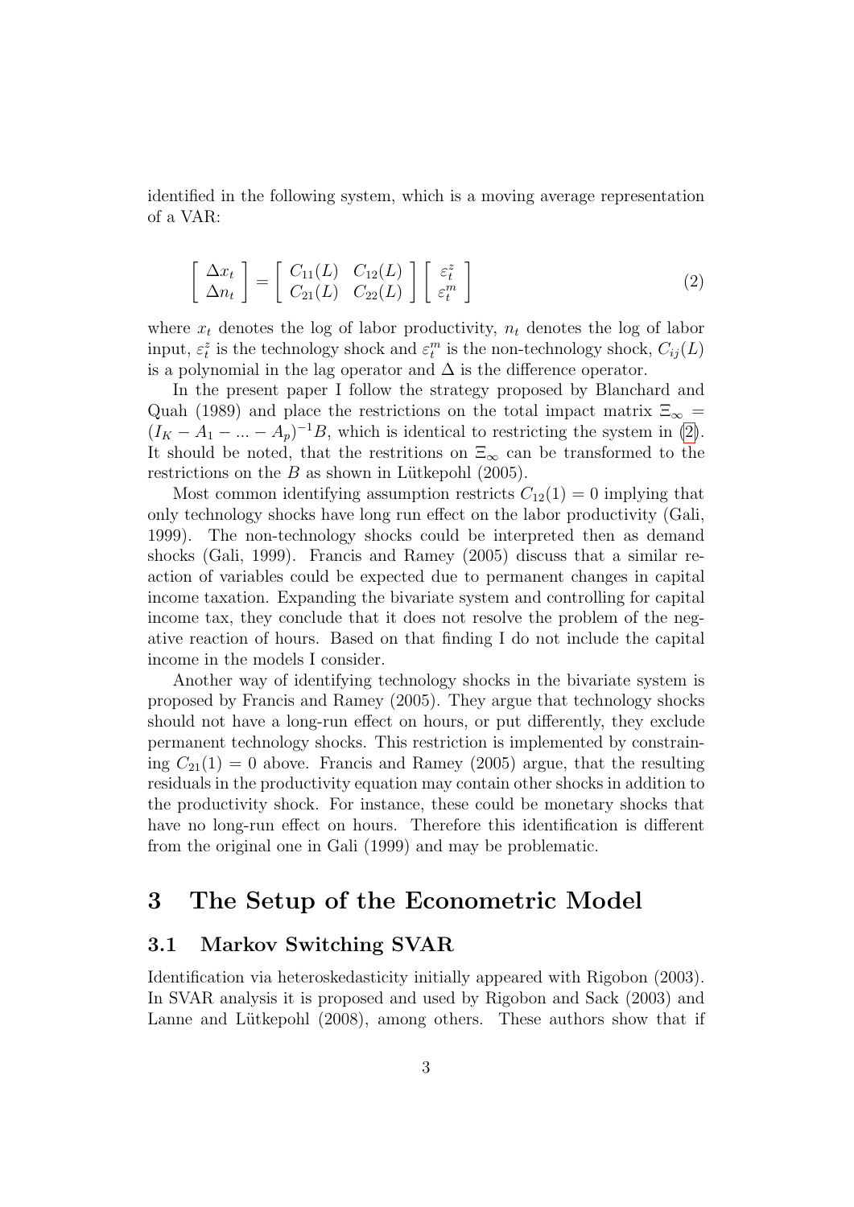identified in the following system, which is a moving average representation of a VAR:

$$
\begin{bmatrix} \Delta x_t \\ \Delta n_t \end{bmatrix} = \begin{bmatrix} C_{11}(L) & C_{12}(L) \\ C_{21}(L) & C_{22}(L) \end{bmatrix} \begin{bmatrix} \varepsilon_t^z \\ \varepsilon_t^m \end{bmatrix} \tag{2}
$$

where $x_t$ denotes the log of labor productivity, $n_t$ denotes the log of labor input, $\varepsilon_t^z$ is the technology shock and $\varepsilon_t^m$ is the non-technology shock, $C_{ij}(L)$ is a polynomial in the lag operator and $\Delta$ is the difference operator.

In the present paper I follow the strategy proposed by Blanchard and Quah (1989) and place the restrictions on the total impact matrix $\Xi_\infty = (I_K - A_1 - ... - A_p)^{-1}B$, which is identical to restricting the system in (2). It should be noted, that the restritions on $\Xi_\infty$ can be transformed to the restrictions on the $B$ as shown in Lütkepohl (2005).

Most common identifying assumption restricts $C_{12}(1) = 0$ implying that only technology shocks have long run effect on the labor productivity (Gali, 1999). The non-technology shocks could be interpreted then as demand shocks (Gali, 1999). Francis and Ramey (2005) discuss that a similar reaction of variables could be expected due to permanent changes in capital income taxation. Expanding the bivariate system and controlling for capital income tax, they conclude that it does not resolve the problem of the negative reaction of hours. Based on that finding I do not include the capital income in the models I consider.

Another way of identifying technology shocks in the bivariate system is proposed by Francis and Ramey (2005). They argue that technology shocks should not have a long-run effect on hours, or put differently, they exclude permanent technology shocks. This restriction is implemented by constraining $C_{21}(1) = 0$ above. Francis and Ramey (2005) argue, that the resulting residuals in the productivity equation may contain other shocks in addition to the productivity shock. For instance, these could be monetary shocks that have no long-run effect on hours. Therefore this identification is different from the original one in Gali (1999) and may be problematic.

# 3 The Setup of the Econometric Model

## 3.1 Markov Switching SVAR

Identification via heteroskedasticity initially appeared with Rigobon (2003). In SVAR analysis it is proposed and used by Rigobon and Sack (2003) and Lanne and Lütkepohl (2008), among others. These authors show that if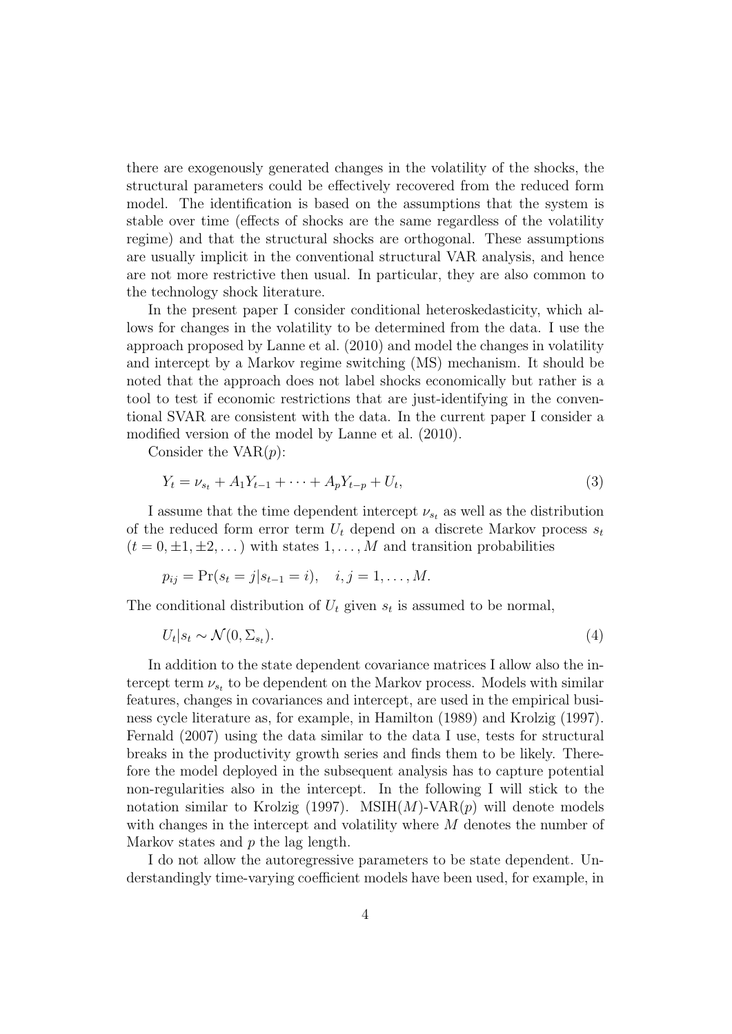there are exogenously generated changes in the volatility of the shocks, the structural parameters could be effectively recovered from the reduced form model. The identification is based on the assumptions that the system is stable over time (effects of shocks are the same regardless of the volatility regime) and that the structural shocks are orthogonal. These assumptions are usually implicit in the conventional structural VAR analysis, and hence are not more restrictive then usual. In particular, they are also common to the technology shock literature.

In the present paper I consider conditional heteroskedasticity, which allows for changes in the volatility to be determined from the data. I use the approach proposed by Lanne et al. (2010) and model the changes in volatility and intercept by a Markov regime switching (MS) mechanism. It should be noted that the approach does not label shocks economically but rather is a tool to test if economic restrictions that are just-identifying in the conventional SVAR are consistent with the data. In the current paper I consider a modified version of the model by Lanne et al. (2010).

Consider the VAR($p$):

$$Y_t = \nu_{s_t} + A_1 Y_{t-1} + \cdots + A_p Y_{t-p} + U_t, \tag{3}$$

I assume that the time dependent intercept $\nu_{s_t}$ as well as the distribution of the reduced form error term $U_t$ depend on a discrete Markov process $s_t$ ($t = 0, \pm 1, \pm 2, \dots$) with states $1, \dots, M$ and transition probabilities

$$p_{ij} = \Pr(s_t = j | s_{t-1} = i), \quad i, j = 1, \dots, M.$$

The conditional distribution of $U_t$ given $s_t$ is assumed to be normal,

$$U_t | s_t \sim \mathcal{N}(0, \Sigma_{s_t}). \tag{4}$$

In addition to the state dependent covariance matrices I allow also the intercept term $\nu_{s_t}$ to be dependent on the Markov process. Models with similar features, changes in covariances and intercept, are used in the empirical business cycle literature as, for example, in Hamilton (1989) and Krolzig (1997). Fernald (2007) using the data similar to the data I use, tests for structural breaks in the productivity growth series and finds them to be likely. Therefore the model deployed in the subsequent analysis has to capture potential non-regularities also in the intercept. In the following I will stick to the notation similar to Krolzig (1997). MSIH($M$)-VAR($p$) will denote models with changes in the intercept and volatility where $M$ denotes the number of Markov states and $p$ the lag length.

I do not allow the autoregressive parameters to be state dependent. Understandingly time-varying coefficient models have been used, for example, in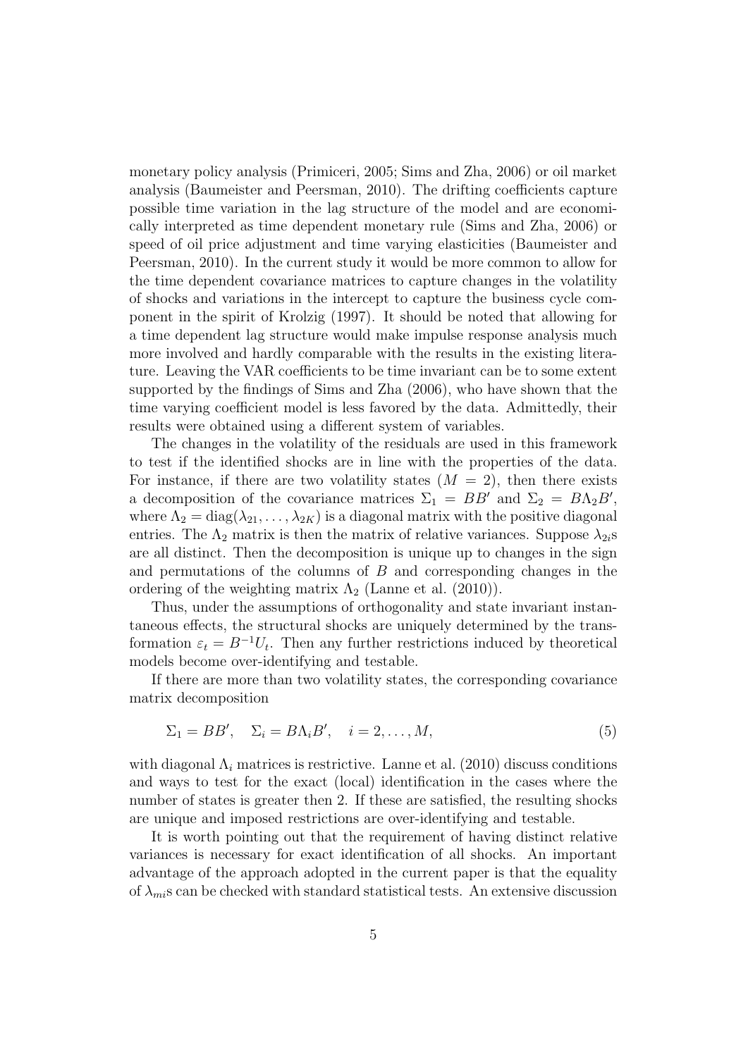monetary policy analysis (Primiceri, 2005; Sims and Zha, 2006) or oil market analysis (Baumeister and Peersman, 2010). The drifting coefficients capture possible time variation in the lag structure of the model and are economically interpreted as time dependent monetary rule (Sims and Zha, 2006) or speed of oil price adjustment and time varying elasticities (Baumeister and Peersman, 2010). In the current study it would be more common to allow for the time dependent covariance matrices to capture changes in the volatility of shocks and variations in the intercept to capture the business cycle component in the spirit of Krolzig (1997). It should be noted that allowing for a time dependent lag structure would make impulse response analysis much more involved and hardly comparable with the results in the existing literature. Leaving the VAR coefficients to be time invariant can be to some extent supported by the findings of Sims and Zha (2006), who have shown that the time varying coefficient model is less favored by the data. Admittedly, their results were obtained using a different system of variables.

The changes in the volatility of the residuals are used in this framework to test if the identified shocks are in line with the properties of the data. For instance, if there are two volatility states ($M = 2$), then there exists a decomposition of the covariance matrices $\Sigma_1 = BB'$ and $\Sigma_2 = B\Lambda_2 B'$, where $\Lambda_2 = \text{diag}(\lambda_{21}, \ldots, \lambda_{2K})$ is a diagonal matrix with the positive diagonal entries. The $\Lambda_2$ matrix is then the matrix of relative variances. Suppose $\lambda_{2i}$s are all distinct. Then the decomposition is unique up to changes in the sign and permutations of the columns of $B$ and corresponding changes in the ordering of the weighting matrix $\Lambda_2$ (Lanne et al. (2010)).

Thus, under the assumptions of orthogonality and state invariant instantaneous effects, the structural shocks are uniquely determined by the transformation $\varepsilon_t = B^{-1}U_t$. Then any further restrictions induced by theoretical models become over-identifying and testable.

If there are more than two volatility states, the corresponding covariance matrix decomposition

$$\Sigma_1 = BB', \quad \Sigma_i = B\Lambda_i B', \quad i = 2, \ldots, M, \tag{5}$$

with diagonal $\Lambda_i$ matrices is restrictive. Lanne et al. (2010) discuss conditions and ways to test for the exact (local) identification in the cases where the number of states is greater then 2. If these are satisfied, the resulting shocks are unique and imposed restrictions are over-identifying and testable.

It is worth pointing out that the requirement of having distinct relative variances is necessary for exact identification of all shocks. An important advantage of the approach adopted in the current paper is that the equality of $\lambda_{mi}$s can be checked with standard statistical tests. An extensive discussion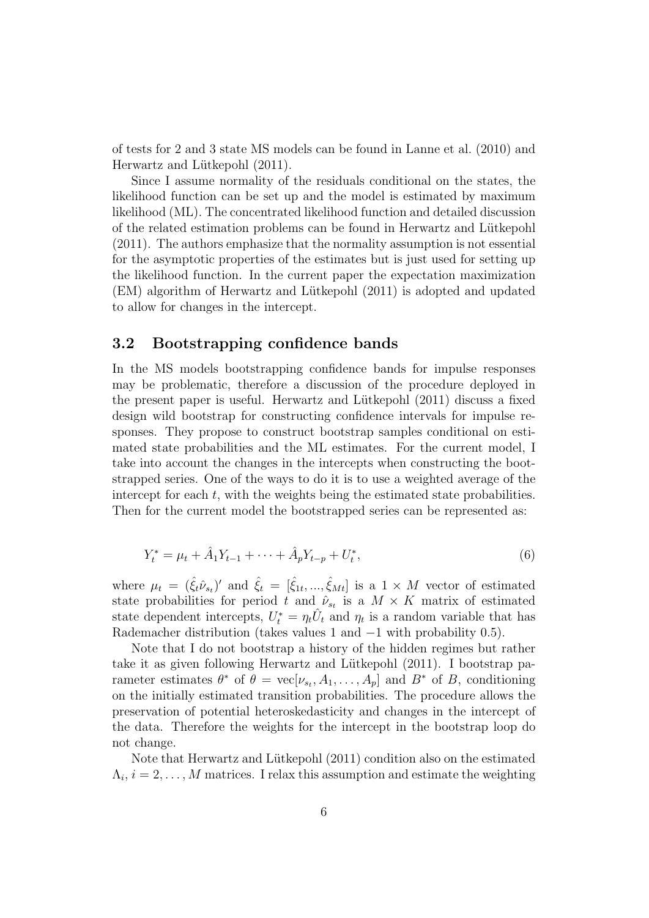of tests for 2 and 3 state MS models can be found in Lanne et al. (2010) and Herwartz and Lütkepohl (2011).

Since I assume normality of the residuals conditional on the states, the likelihood function can be set up and the model is estimated by maximum likelihood (ML). The concentrated likelihood function and detailed discussion of the related estimation problems can be found in Herwartz and Lütkepohl (2011). The authors emphasize that the normality assumption is not essential for the asymptotic properties of the estimates but is just used for setting up the likelihood function. In the current paper the expectation maximization (EM) algorithm of Herwartz and Lütkepohl (2011) is adopted and updated to allow for changes in the intercept.

### 3.2 Bootstrapping confidence bands

In the MS models bootstrapping confidence bands for impulse responses may be problematic, therefore a discussion of the procedure deployed in the present paper is useful. Herwartz and Lütkepohl (2011) discuss a fixed design wild bootstrap for constructing confidence intervals for impulse responses. They propose to construct bootstrap samples conditional on estimated state probabilities and the ML estimates. For the current model, I take into account the changes in the intercepts when constructing the bootstrapped series. One of the ways to do it is to use a weighted average of the intercept for each $t$, with the weights being the estimated state probabilities. Then for the current model the bootstrapped series can be represented as:

$$Y_t^* = \mu_t + \hat{A}_1 Y_{t-1} + \cdots + \hat{A}_p Y_{t-p} + U_t^*, \tag{6}$$

where $\mu_t = (\hat{\xi}_t \hat{\nu}_{s_t})'$ and $\hat{\xi}_t = [\hat{\xi}_{1t}, ..., \hat{\xi}_{Mt}]$ is a $1 \times M$ vector of estimated state probabilities for period $t$ and $\hat{\nu}_{s_t}$ is a $M \times K$ matrix of estimated state dependent intercepts, $U_t^* = \eta_t \hat{U}_t$ and $\eta_t$ is a random variable that has Rademacher distribution (takes values 1 and $-1$ with probability 0.5).

Note that I do not bootstrap a history of the hidden regimes but rather take it as given following Herwartz and Lütkepohl (2011). I bootstrap parameter estimates $\theta^*$ of $\theta = \text{vec}[\nu_{s_t}, A_1, \ldots, A_p]$ and $B^*$ of $B$, conditioning on the initially estimated transition probabilities. The procedure allows the preservation of potential heteroskedasticity and changes in the intercept of the data. Therefore the weights for the intercept in the bootstrap loop do not change.

Note that Herwartz and Lütkepohl (2011) condition also on the estimated $\Lambda_i$, $i = 2, \ldots, M$ matrices. I relax this assumption and estimate the weighting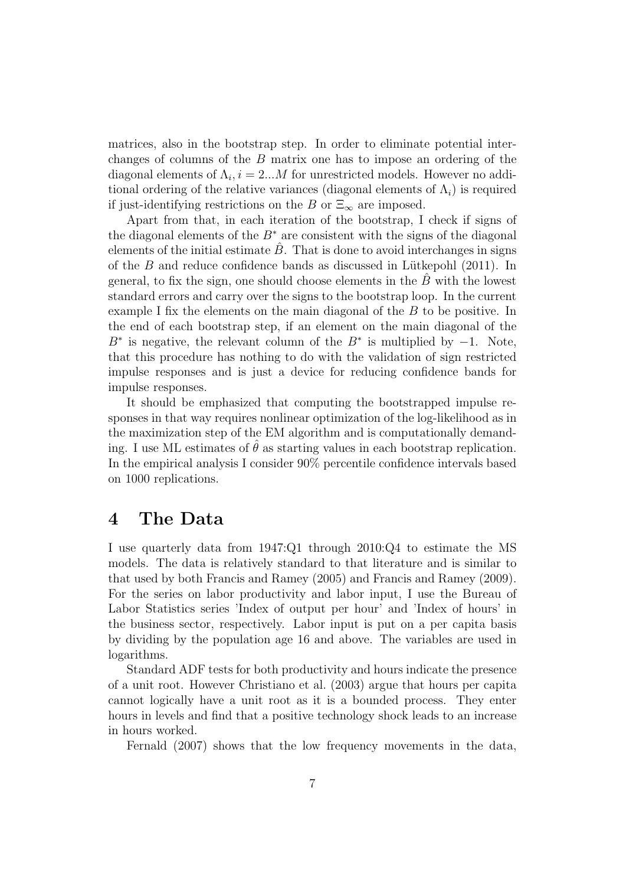matrices, also in the bootstrap step. In order to eliminate potential interchanges of columns of the $B$ matrix one has to impose an ordering of the diagonal elements of $\Lambda_i, i = 2...M$ for unrestricted models. However no additional ordering of the relative variances (diagonal elements of $\Lambda_i$) is required if just-identifying restrictions on the $B$ or $\Xi_\infty$ are imposed.

Apart from that, in each iteration of the bootstrap, I check if signs of the diagonal elements of the $B^*$ are consistent with the signs of the diagonal elements of the initial estimate $\hat{B}$. That is done to avoid interchanges in signs of the $B$ and reduce confidence bands as discussed in Lütkepohl (2011). In general, to fix the sign, one should choose elements in the $\hat{B}$ with the lowest standard errors and carry over the signs to the bootstrap loop. In the current example I fix the elements on the main diagonal of the $B$ to be positive. In the end of each bootstrap step, if an element on the main diagonal of the $B^*$ is negative, the relevant column of the $B^*$ is multiplied by $-1$. Note, that this procedure has nothing to do with the validation of sign restricted impulse responses and is just a device for reducing confidence bands for impulse responses.

It should be emphasized that computing the bootstrapped impulse responses in that way requires nonlinear optimization of the log-likelihood as in the maximization step of the EM algorithm and is computationally demanding. I use ML estimates of $\hat{\theta}$ as starting values in each bootstrap replication. In the empirical analysis I consider 90% percentile confidence intervals based on 1000 replications.

# 4 The Data

I use quarterly data from 1947:Q1 through 2010:Q4 to estimate the MS models. The data is relatively standard to that literature and is similar to that used by both Francis and Ramey (2005) and Francis and Ramey (2009). For the series on labor productivity and labor input, I use the Bureau of Labor Statistics series 'Index of output per hour' and 'Index of hours' in the business sector, respectively. Labor input is put on a per capita basis by dividing by the population age 16 and above. The variables are used in logarithms.

Standard ADF tests for both productivity and hours indicate the presence of a unit root. However Christiano et al. (2003) argue that hours per capita cannot logically have a unit root as it is a bounded process. They enter hours in levels and find that a positive technology shock leads to an increase in hours worked.

Fernald (2007) shows that the low frequency movements in the data,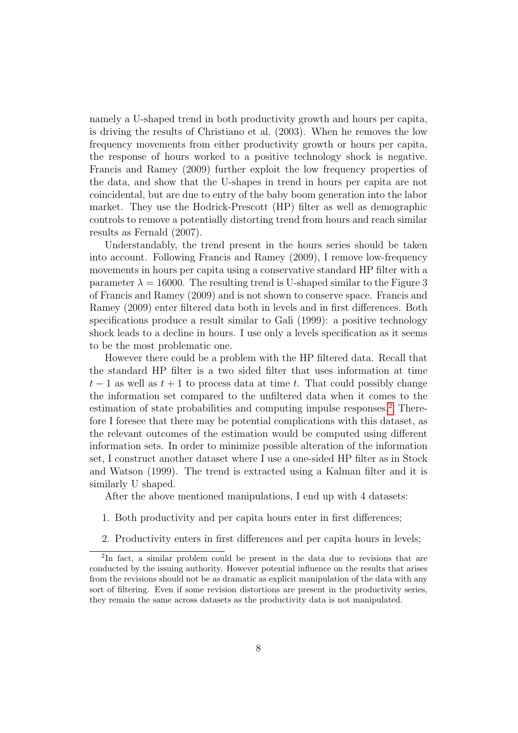namely a U-shaped trend in both productivity growth and hours per capita, is driving the results of Christiano et al. (2003). When he removes the low frequency movements from either productivity growth or hours per capita, the response of hours worked to a positive technology shock is negative. Francis and Ramey (2009) further exploit the low frequency properties of the data, and show that the U-shapes in trend in hours per capita are not coincidental, but are due to entry of the baby boom generation into the labor market. They use the Hodrick-Prescott (HP) filter as well as demographic controls to remove a potentially distorting trend from hours and reach similar results as Fernald (2007).

Understandably, the trend present in the hours series should be taken into account. Following Francis and Ramey (2009), I remove low-frequency movements in hours per capita using a conservative standard HP filter with a parameter $\lambda = 16000$. The resulting trend is U-shaped similar to the Figure 3 of Francis and Ramey (2009) and is not shown to conserve space. Francis and Ramey (2009) enter filtered data both in levels and in first differences. Both specifications produce a result similar to Gali (1999): a positive technology shock leads to a decline in hours. I use only a levels specification as it seems to be the most problematic one.

However there could be a problem with the HP filtered data. Recall that the standard HP filter is a two sided filter that uses information at time $t-1$ as well as $t+1$ to process data at time $t$. That could possibly change the information set compared to the unfiltered data when it comes to the estimation of state probabilities and computing impulse responses.[2] Therefore I foresee that there may be potential complications with this dataset, as the relevant outcomes of the estimation would be computed using different information sets. In order to minimize possible alteration of the information set, I construct another dataset where I use a one-sided HP filter as in Stock and Watson (1999). The trend is extracted using a Kalman filter and it is similarly U shaped.

After the above mentioned manipulations, I end up with 4 datasets:

1. Both productivity and per capita hours enter in first differences;

2. Productivity enters in first differences and per capita hours in levels;

[2] In fact, a similar problem could be present in the data due to revisions that are conducted by the issuing authority. However potential influence on the results that arises from the revisions should not be as dramatic as explicit manipulation of the data with any sort of filtering. Even if some revision distortions are present in the productivity series, they remain the same across datasets as the productivity data is not manipulated.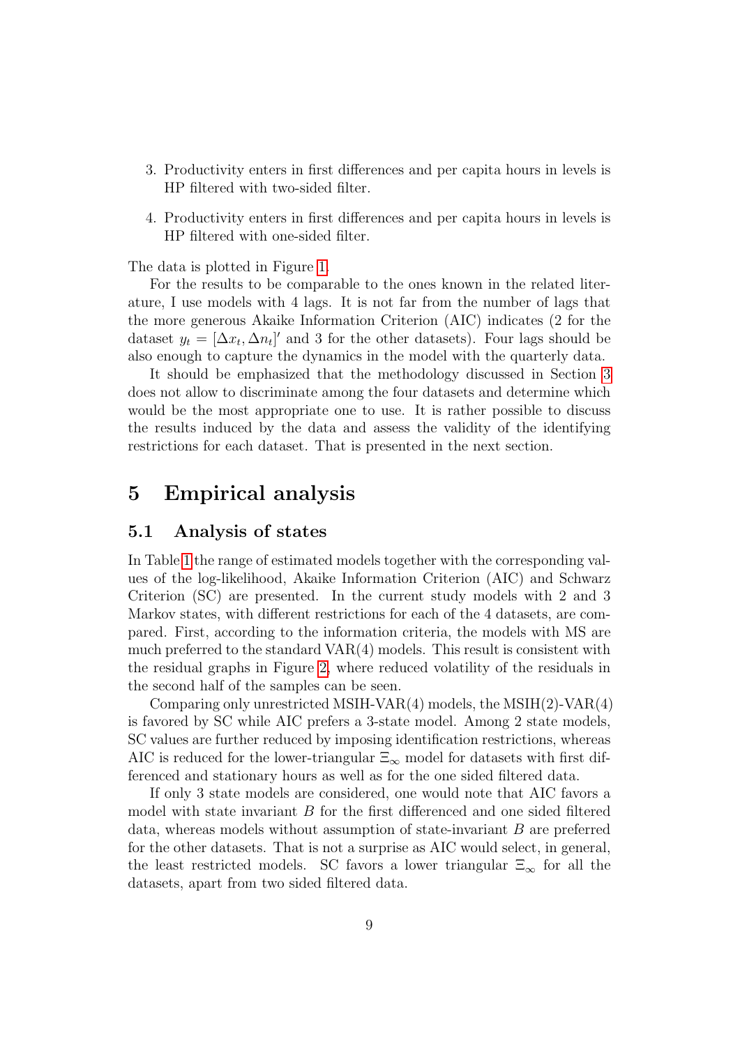3. Productivity enters in first differences and per capita hours in levels is HP filtered with two-sided filter.
4. Productivity enters in first differences and per capita hours in levels is HP filtered with one-sided filter.

The data is plotted in Figure 1.

For the results to be comparable to the ones known in the related literature, I use models with 4 lags. It is not far from the number of lags that the more generous Akaike Information Criterion (AIC) indicates (2 for the dataset $y_t = [\Delta x_t, \Delta n_t]'$ and 3 for the other datasets). Four lags should be also enough to capture the dynamics in the model with the quarterly data.

It should be emphasized that the methodology discussed in Section 3 does not allow to discriminate among the four datasets and determine which would be the most appropriate one to use. It is rather possible to discuss the results induced by the data and assess the validity of the identifying restrictions for each dataset. That is presented in the next section.

# 5 Empirical analysis

## 5.1 Analysis of states

In Table 1 the range of estimated models together with the corresponding values of the log-likelihood, Akaike Information Criterion (AIC) and Schwarz Criterion (SC) are presented. In the current study models with 2 and 3 Markov states, with different restrictions for each of the 4 datasets, are compared. First, according to the information criteria, the models with MS are much preferred to the standard VAR(4) models. This result is consistent with the residual graphs in Figure 2, where reduced volatility of the residuals in the second half of the samples can be seen.

Comparing only unrestricted MSIH-VAR(4) models, the MSIH(2)-VAR(4) is favored by SC while AIC prefers a 3-state model. Among 2 state models, SC values are further reduced by imposing identification restrictions, whereas AIC is reduced for the lower-triangular $\Xi_\infty$ model for datasets with first differenced and stationary hours as well as for the one sided filtered data.

If only 3 state models are considered, one would note that AIC favors a model with state invariant $B$ for the first differenced and one sided filtered data, whereas models without assumption of state-invariant $B$ are preferred for the other datasets. That is not a surprise as AIC would select, in general, the least restricted models. SC favors a lower triangular $\Xi_\infty$ for all the datasets, apart from two sided filtered data.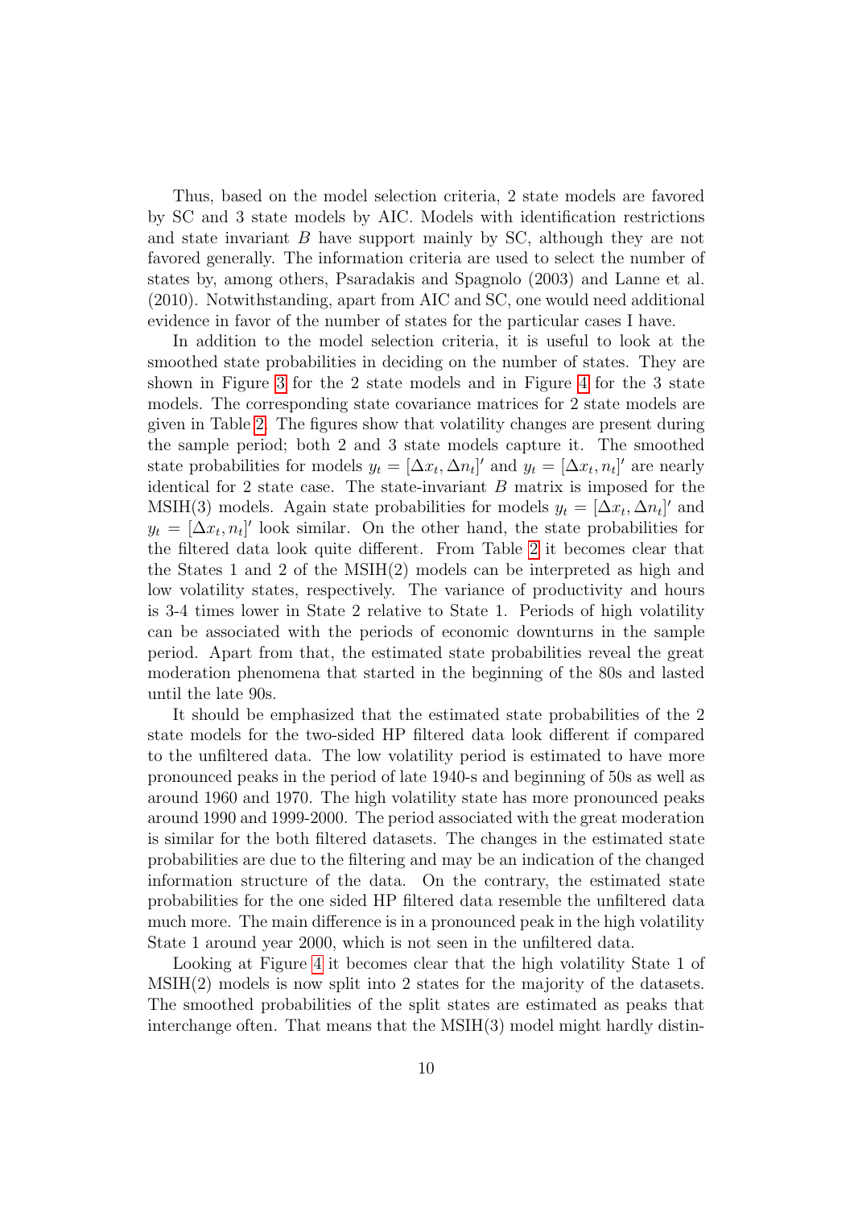Thus, based on the model selection criteria, 2 state models are favored by SC and 3 state models by AIC. Models with identification restrictions and state invariant $B$ have support mainly by SC, although they are not favored generally. The information criteria are used to select the number of states by, among others, Psaradakis and Spagnolo (2003) and Lanne et al. (2010). Notwithstanding, apart from AIC and SC, one would need additional evidence in favor of the number of states for the particular cases I have.

In addition to the model selection criteria, it is useful to look at the smoothed state probabilities in deciding on the number of states. They are shown in Figure 3 for the 2 state models and in Figure 4 for the 3 state models. The corresponding state covariance matrices for 2 state models are given in Table 2. The figures show that volatility changes are present during the sample period; both 2 and 3 state models capture it. The smoothed state probabilities for models $y_t = [\Delta x_t, \Delta n_t]'$ and $y_t = [\Delta x_t, n_t]'$ are nearly identical for 2 state case. The state-invariant $B$ matrix is imposed for the MSIH(3) models. Again state probabilities for models $y_t = [\Delta x_t, \Delta n_t]'$ and $y_t = [\Delta x_t, n_t]'$ look similar. On the other hand, the state probabilities for the filtered data look quite different. From Table 2 it becomes clear that the States 1 and 2 of the MSIH(2) models can be interpreted as high and low volatility states, respectively. The variance of productivity and hours is 3-4 times lower in State 2 relative to State 1. Periods of high volatility can be associated with the periods of economic downturns in the sample period. Apart from that, the estimated state probabilities reveal the great moderation phenomena that started in the beginning of the 80s and lasted until the late 90s.

It should be emphasized that the estimated state probabilities of the 2 state models for the two-sided HP filtered data look different if compared to the unfiltered data. The low volatility period is estimated to have more pronounced peaks in the period of late 1940-s and beginning of 50s as well as around 1960 and 1970. The high volatility state has more pronounced peaks around 1990 and 1999-2000. The period associated with the great moderation is similar for the both filtered datasets. The changes in the estimated state probabilities are due to the filtering and may be an indication of the changed information structure of the data. On the contrary, the estimated state probabilities for the one sided HP filtered data resemble the unfiltered data much more. The main difference is in a pronounced peak in the high volatility State 1 around year 2000, which is not seen in the unfiltered data.

Looking at Figure 4 it becomes clear that the high volatility State 1 of MSIH(2) models is now split into 2 states for the majority of the datasets. The smoothed probabilities of the split states are estimated as peaks that interchange often. That means that the MSIH(3) model might hardly distin-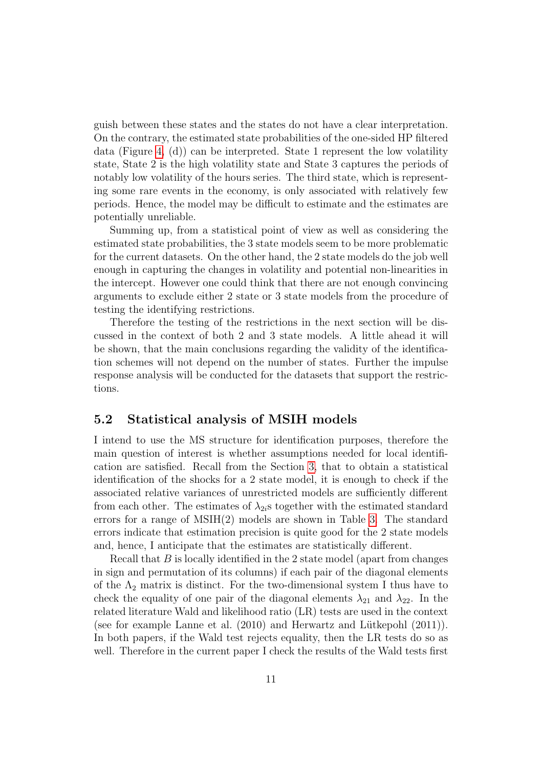guish between these states and the states do not have a clear interpretation. On the contrary, the estimated state probabilities of the one-sided HP filtered data (Figure 4, (d)) can be interpreted. State 1 represent the low volatility state, State 2 is the high volatility state and State 3 captures the periods of notably low volatility of the hours series. The third state, which is representing some rare events in the economy, is only associated with relatively few periods. Hence, the model may be difficult to estimate and the estimates are potentially unreliable.

Summing up, from a statistical point of view as well as considering the estimated state probabilities, the 3 state models seem to be more problematic for the current datasets. On the other hand, the 2 state models do the job well enough in capturing the changes in volatility and potential non-linearities in the intercept. However one could think that there are not enough convincing arguments to exclude either 2 state or 3 state models from the procedure of testing the identifying restrictions.

Therefore the testing of the restrictions in the next section will be discussed in the context of both 2 and 3 state models. A little ahead it will be shown, that the main conclusions regarding the validity of the identification schemes will not depend on the number of states. Further the impulse response analysis will be conducted for the datasets that support the restrictions.

## 5.2 Statistical analysis of MSIH models

I intend to use the MS structure for identification purposes, therefore the main question of interest is whether assumptions needed for local identification are satisfied. Recall from the Section 3, that to obtain a statistical identification of the shocks for a 2 state model, it is enough to check if the associated relative variances of unrestricted models are sufficiently different from each other. The estimates of $\lambda_{2i}$s together with the estimated standard errors for a range of MSIH(2) models are shown in Table 3. The standard errors indicate that estimation precision is quite good for the 2 state models and, hence, I anticipate that the estimates are statistically different.

Recall that $B$ is locally identified in the 2 state model (apart from changes in sign and permutation of its columns) if each pair of the diagonal elements of the $\Lambda_2$ matrix is distinct. For the two-dimensional system I thus have to check the equality of one pair of the diagonal elements $\lambda_{21}$ and $\lambda_{22}$. In the related literature Wald and likelihood ratio (LR) tests are used in the context (see for example Lanne et al. (2010) and Herwartz and Lütkepohl (2011)). In both papers, if the Wald test rejects equality, then the LR tests do so as well. Therefore in the current paper I check the results of the Wald tests first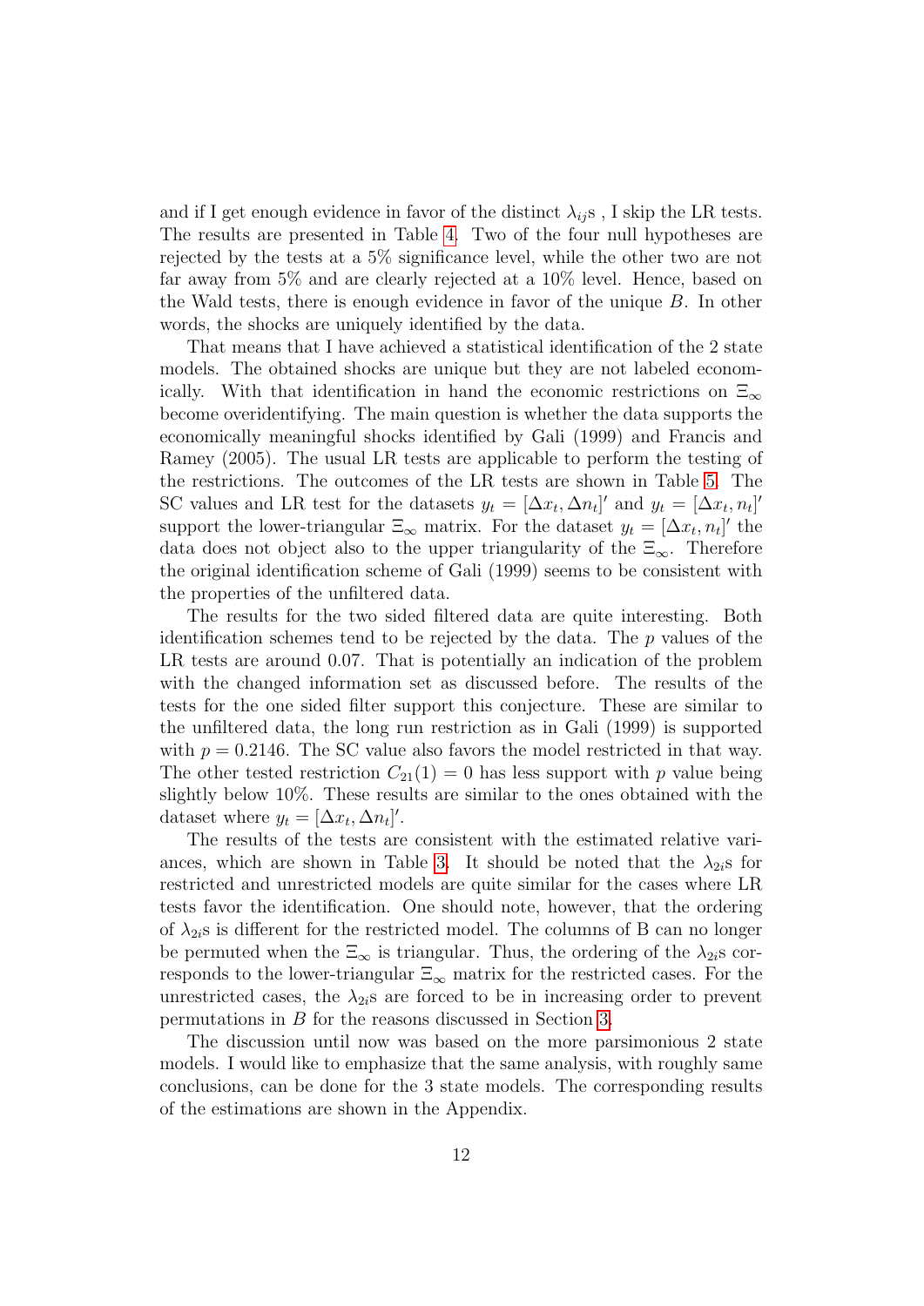and if I get enough evidence in favor of the distinct $\lambda_{ij}$s , I skip the LR tests. The results are presented in Table 4. Two of the four null hypotheses are rejected by the tests at a 5% significance level, while the other two are not far away from 5% and are clearly rejected at a 10% level. Hence, based on the Wald tests, there is enough evidence in favor of the unique $B$. In other words, the shocks are uniquely identified by the data.

That means that I have achieved a statistical identification of the 2 state models. The obtained shocks are unique but they are not labeled economically. With that identification in hand the economic restrictions on $\Xi_\infty$ become overidentifying. The main question is whether the data supports the economically meaningful shocks identified by Gali (1999) and Francis and Ramey (2005). The usual LR tests are applicable to perform the testing of the restrictions. The outcomes of the LR tests are shown in Table 5. The SC values and LR test for the datasets $y_t = [\Delta x_t, \Delta n_t]'$ and $y_t = [\Delta x_t, n_t]'$ support the lower-triangular $\Xi_\infty$ matrix. For the dataset $y_t = [\Delta x_t, n_t]'$ the data does not object also to the upper triangularity of the $\Xi_\infty$. Therefore the original identification scheme of Gali (1999) seems to be consistent with the properties of the unfiltered data.

The results for the two sided filtered data are quite interesting. Both identification schemes tend to be rejected by the data. The $p$ values of the LR tests are around 0.07. That is potentially an indication of the problem with the changed information set as discussed before. The results of the tests for the one sided filter support this conjecture. These are similar to the unfiltered data, the long run restriction as in Gali (1999) is supported with $p = 0.2146$. The SC value also favors the model restricted in that way. The other tested restriction $C_{21}(1) = 0$ has less support with $p$ value being slightly below 10%. These results are similar to the ones obtained with the dataset where $y_t = [\Delta x_t, \Delta n_t]'$.

The results of the tests are consistent with the estimated relative variances, which are shown in Table 3. It should be noted that the $\lambda_{2i}$s for restricted and unrestricted models are quite similar for the cases where LR tests favor the identification. One should note, however, that the ordering of $\lambda_{2i}$s is different for the restricted model. The columns of B can no longer be permuted when the $\Xi_\infty$ is triangular. Thus, the ordering of the $\lambda_{2i}$s corresponds to the lower-triangular $\Xi_\infty$ matrix for the restricted cases. For the unrestricted cases, the $\lambda_{2i}$s are forced to be in increasing order to prevent permutations in $B$ for the reasons discussed in Section 3.

The discussion until now was based on the more parsimonious 2 state models. I would like to emphasize that the same analysis, with roughly same conclusions, can be done for the 3 state models. The corresponding results of the estimations are shown in the Appendix.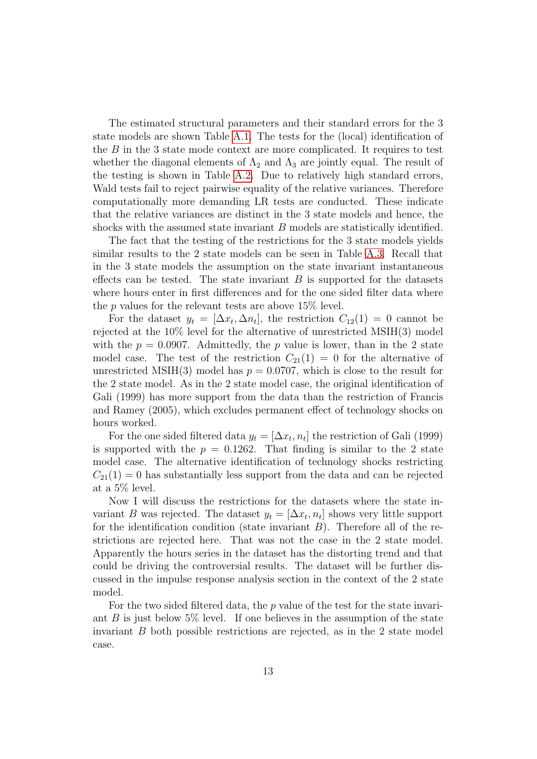The estimated structural parameters and their standard errors for the 3 state models are shown Table A.1. The tests for the (local) identification of the $B$ in the 3 state mode context are more complicated. It requires to test whether the diagonal elements of $\Lambda_2$ and $\Lambda_3$ are jointly equal. The result of the testing is shown in Table A.2. Due to relatively high standard errors, Wald tests fail to reject pairwise equality of the relative variances. Therefore computationally more demanding LR tests are conducted. These indicate that the relative variances are distinct in the 3 state models and hence, the shocks with the assumed state invariant $B$ models are statistically identified.

The fact that the testing of the restrictions for the 3 state models yields similar results to the 2 state models can be seen in Table A.3. Recall that in the 3 state models the assumption on the state invariant instantaneous effects can be tested. The state invariant $B$ is supported for the datasets where hours enter in first differences and for the one sided filter data where the $p$ values for the relevant tests are above 15% level.

For the dataset $y_t = [\Delta x_t, \Delta n_t]$, the restriction $C_{12}(1) = 0$ cannot be rejected at the 10% level for the alternative of unrestricted MSIH(3) model with the $p = 0.0907$. Admittedly, the $p$ value is lower, than in the 2 state model case. The test of the restriction $C_{21}(1) = 0$ for the alternative of unrestricted MSIH(3) model has $p = 0.0707$, which is close to the result for the 2 state model. As in the 2 state model case, the original identification of Gali (1999) has more support from the data than the restriction of Francis and Ramey (2005), which excludes permanent effect of technology shocks on hours worked.

For the one sided filtered data $y_t = [\Delta x_t, n_t]$ the restriction of Gali (1999) is supported with the $p = 0.1262$. That finding is similar to the 2 state model case. The alternative identification of technology shocks restricting $C_{21}(1) = 0$ has substantially less support from the data and can be rejected at a 5% level.

Now I will discuss the restrictions for the datasets where the state invariant $B$ was rejected. The dataset $y_t = [\Delta x_t, n_t]$ shows very little support for the identification condition (state invariant $B$). Therefore all of the restrictions are rejected here. That was not the case in the 2 state model. Apparently the hours series in the dataset has the distorting trend and that could be driving the controversial results. The dataset will be further discussed in the impulse response analysis section in the context of the 2 state model.

For the two sided filtered data, the $p$ value of the test for the state invariant $B$ is just below 5% level. If one believes in the assumption of the state invariant $B$ both possible restrictions are rejected, as in the 2 state model case.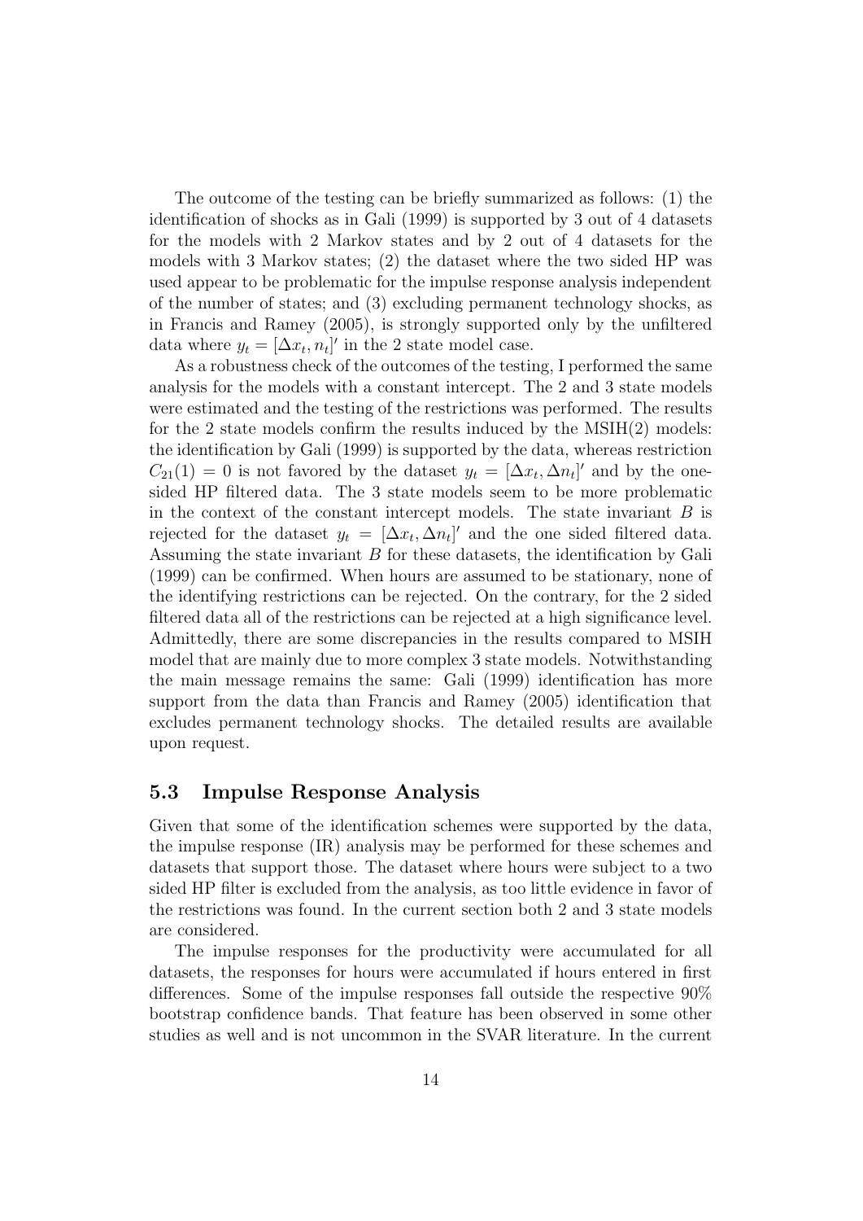The outcome of the testing can be briefly summarized as follows: (1) the identification of shocks as in Gali (1999) is supported by 3 out of 4 datasets for the models with 2 Markov states and by 2 out of 4 datasets for the models with 3 Markov states; (2) the dataset where the two sided HP was used appear to be problematic for the impulse response analysis independent of the number of states; and (3) excluding permanent technology shocks, as in Francis and Ramey (2005), is strongly supported only by the unfiltered data where $y_t = [\Delta x_t, n_t]'$ in the 2 state model case.

As a robustness check of the outcomes of the testing, I performed the same analysis for the models with a constant intercept. The 2 and 3 state models were estimated and the testing of the restrictions was performed. The results for the 2 state models confirm the results induced by the MSIH(2) models: the identification by Gali (1999) is supported by the data, whereas restriction $C_{21}(1) = 0$ is not favored by the dataset $y_t = [\Delta x_t, \Delta n_t]'$ and by the one-sided HP filtered data. The 3 state models seem to be more problematic in the context of the constant intercept models. The state invariant $B$ is rejected for the dataset $y_t = [\Delta x_t, \Delta n_t]'$ and the one sided filtered data. Assuming the state invariant $B$ for these datasets, the identification by Gali (1999) can be confirmed. When hours are assumed to be stationary, none of the identifying restrictions can be rejected. On the contrary, for the 2 sided filtered data all of the restrictions can be rejected at a high significance level. Admittedly, there are some discrepancies in the results compared to MSIH model that are mainly due to more complex 3 state models. Notwithstanding the main message remains the same: Gali (1999) identification has more support from the data than Francis and Ramey (2005) identification that excludes permanent technology shocks. The detailed results are available upon request.

## 5.3 Impulse Response Analysis

Given that some of the identification schemes were supported by the data, the impulse response (IR) analysis may be performed for these schemes and datasets that support those. The dataset where hours were subject to a two sided HP filter is excluded from the analysis, as too little evidence in favor of the restrictions was found. In the current section both 2 and 3 state models are considered.

The impulse responses for the productivity were accumulated for all datasets, the responses for hours were accumulated if hours entered in first differences. Some of the impulse responses fall outside the respective 90% bootstrap confidence bands. That feature has been observed in some other studies as well and is not uncommon in the SVAR literature. In the current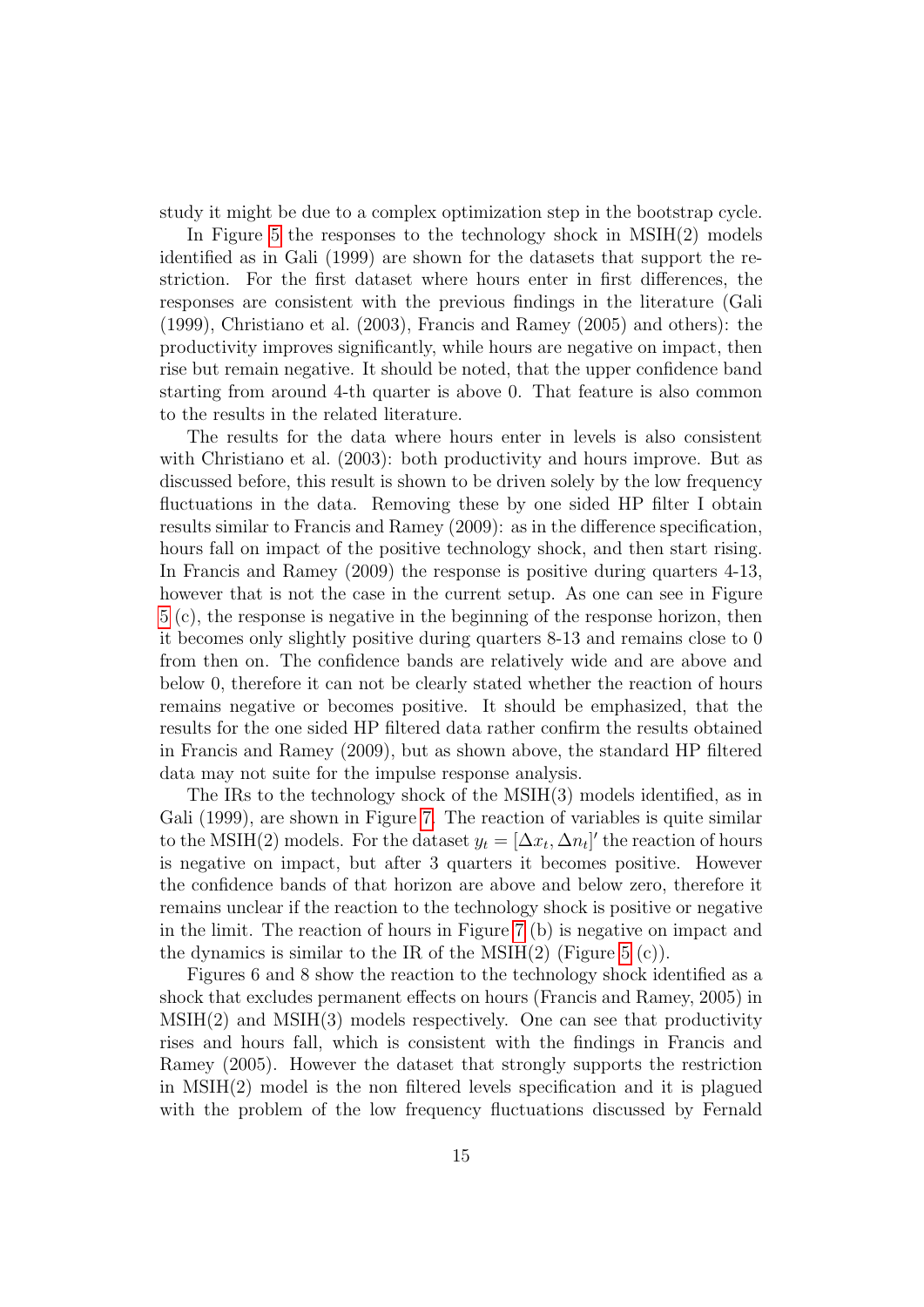study it might be due to a complex optimization step in the bootstrap cycle.

In Figure 5 the responses to the technology shock in MSIH(2) models identified as in Gali (1999) are shown for the datasets that support the restriction. For the first dataset where hours enter in first differences, the responses are consistent with the previous findings in the literature (Gali (1999), Christiano et al. (2003), Francis and Ramey (2005) and others): the productivity improves significantly, while hours are negative on impact, then rise but remain negative. It should be noted, that the upper confidence band starting from around 4-th quarter is above 0. That feature is also common to the results in the related literature.

The results for the data where hours enter in levels is also consistent with Christiano et al. (2003): both productivity and hours improve. But as discussed before, this result is shown to be driven solely by the low frequency fluctuations in the data. Removing these by one sided HP filter I obtain results similar to Francis and Ramey (2009): as in the difference specification, hours fall on impact of the positive technology shock, and then start rising. In Francis and Ramey (2009) the response is positive during quarters 4-13, however that is not the case in the current setup. As one can see in Figure 5 (c), the response is negative in the beginning of the response horizon, then it becomes only slightly positive during quarters 8-13 and remains close to 0 from then on. The confidence bands are relatively wide and are above and below 0, therefore it can not be clearly stated whether the reaction of hours remains negative or becomes positive. It should be emphasized, that the results for the one sided HP filtered data rather confirm the results obtained in Francis and Ramey (2009), but as shown above, the standard HP filtered data may not suite for the impulse response analysis.

The IRs to the technology shock of the MSIH(3) models identified, as in Gali (1999), are shown in Figure 7. The reaction of variables is quite similar to the MSIH(2) models. For the dataset $y_t = [\Delta x_t, \Delta n_t]'$ the reaction of hours is negative on impact, but after 3 quarters it becomes positive. However the confidence bands of that horizon are above and below zero, therefore it remains unclear if the reaction to the technology shock is positive or negative in the limit. The reaction of hours in Figure 7 (b) is negative on impact and the dynamics is similar to the IR of the MSIH(2) (Figure 5 (c)).

Figures 6 and 8 show the reaction to the technology shock identified as a shock that excludes permanent effects on hours (Francis and Ramey, 2005) in MSIH(2) and MSIH(3) models respectively. One can see that productivity rises and hours fall, which is consistent with the findings in Francis and Ramey (2005). However the dataset that strongly supports the restriction in MSIH(2) model is the non filtered levels specification and it is plagued with the problem of the low frequency fluctuations discussed by Fernald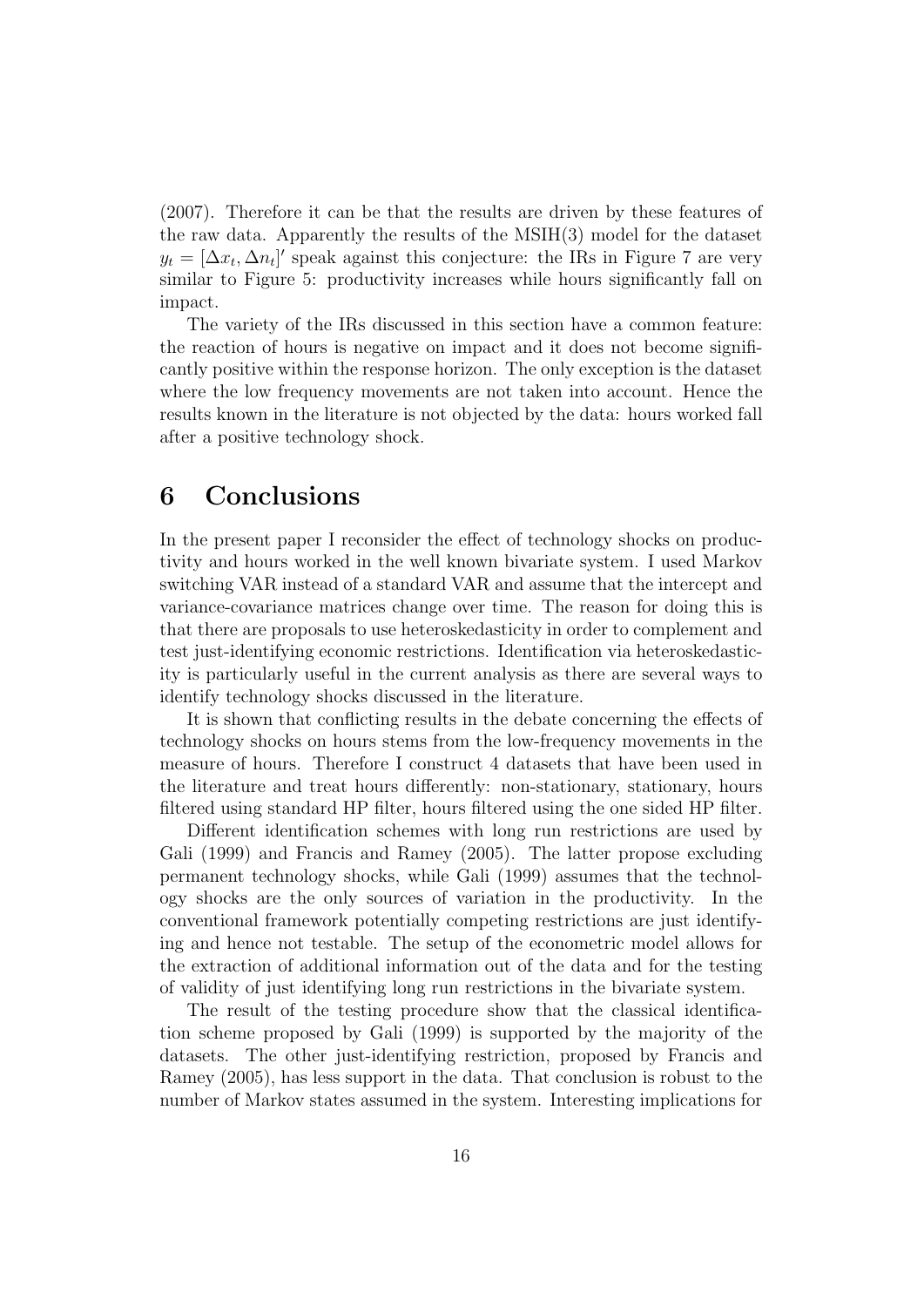(2007). Therefore it can be that the results are driven by these features of the raw data. Apparently the results of the MSIH(3) model for the dataset $y_t = [\Delta x_t, \Delta n_t]'$ speak against this conjecture: the IRs in Figure 7 are very similar to Figure 5: productivity increases while hours significantly fall on impact.

The variety of the IRs discussed in this section have a common feature: the reaction of hours is negative on impact and it does not become significantly positive within the response horizon. The only exception is the dataset where the low frequency movements are not taken into account. Hence the results known in the literature is not objected by the data: hours worked fall after a positive technology shock.

# 6 Conclusions

In the present paper I reconsider the effect of technology shocks on productivity and hours worked in the well known bivariate system. I used Markov switching VAR instead of a standard VAR and assume that the intercept and variance-covariance matrices change over time. The reason for doing this is that there are proposals to use heteroskedasticity in order to complement and test just-identifying economic restrictions. Identification via heteroskedasticity is particularly useful in the current analysis as there are several ways to identify technology shocks discussed in the literature.

It is shown that conflicting results in the debate concerning the effects of technology shocks on hours stems from the low-frequency movements in the measure of hours. Therefore I construct 4 datasets that have been used in the literature and treat hours differently: non-stationary, stationary, hours filtered using standard HP filter, hours filtered using the one sided HP filter.

Different identification schemes with long run restrictions are used by Gali (1999) and Francis and Ramey (2005). The latter propose excluding permanent technology shocks, while Gali (1999) assumes that the technology shocks are the only sources of variation in the productivity. In the conventional framework potentially competing restrictions are just identifying and hence not testable. The setup of the econometric model allows for the extraction of additional information out of the data and for the testing of validity of just identifying long run restrictions in the bivariate system.

The result of the testing procedure show that the classical identification scheme proposed by Gali (1999) is supported by the majority of the datasets. The other just-identifying restriction, proposed by Francis and Ramey (2005), has less support in the data. That conclusion is robust to the number of Markov states assumed in the system. Interesting implications for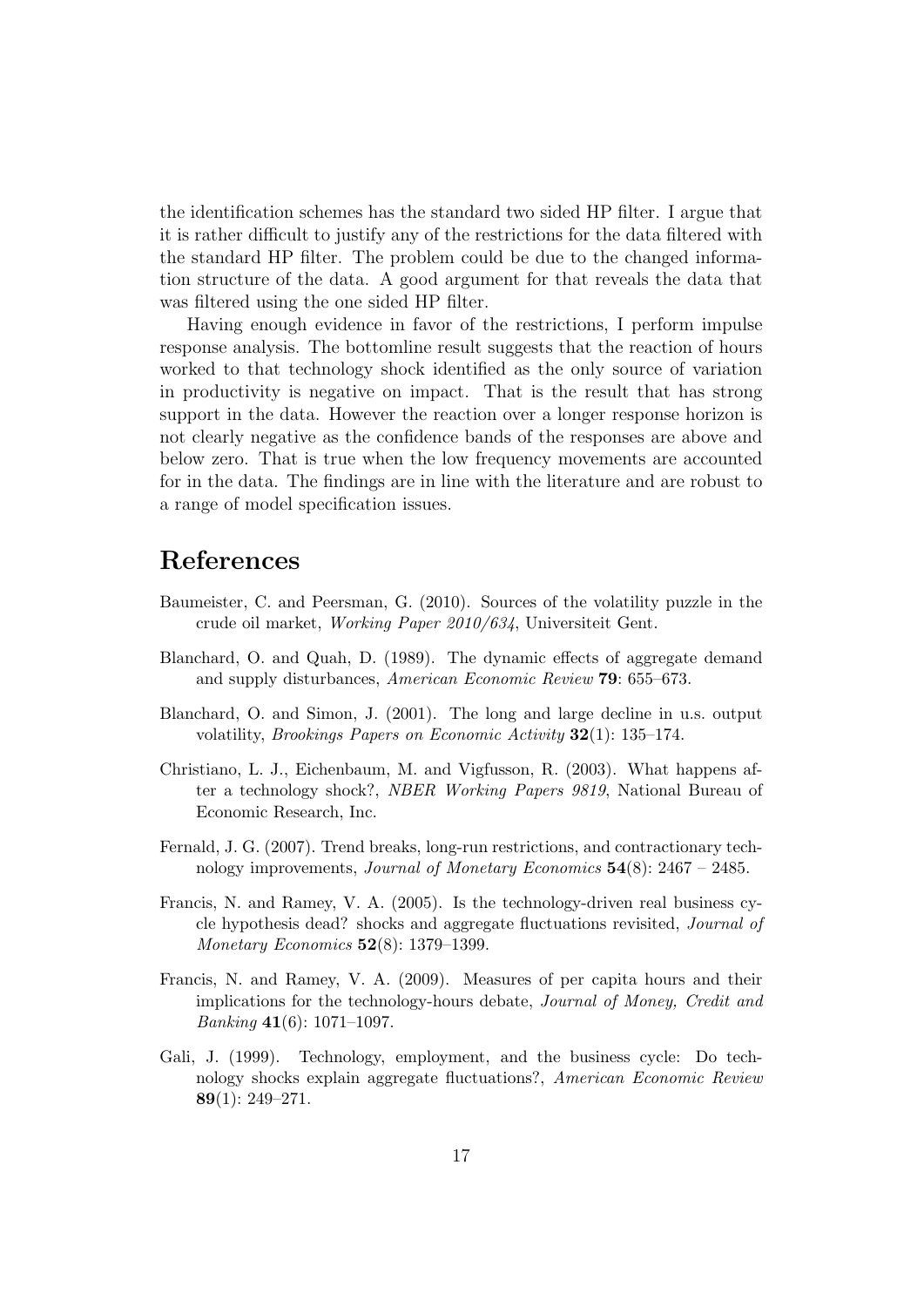the identification schemes has the standard two sided HP filter. I argue that it is rather difficult to justify any of the restrictions for the data filtered with the standard HP filter. The problem could be due to the changed information structure of the data. A good argument for that reveals the data that was filtered using the one sided HP filter.

Having enough evidence in favor of the restrictions, I perform impulse response analysis. The bottomline result suggests that the reaction of hours worked to that technology shock identified as the only source of variation in productivity is negative on impact. That is the result that has strong support in the data. However the reaction over a longer response horizon is not clearly negative as the confidence bands of the responses are above and below zero. That is true when the low frequency movements are accounted for in the data. The findings are in line with the literature and are robust to a range of model specification issues.

# References

Baumeister, C. and Peersman, G. (2010). Sources of the volatility puzzle in the crude oil market, *Working Paper 2010/634*, Universiteit Gent.

Blanchard, O. and Quah, D. (1989). The dynamic effects of aggregate demand and supply disturbances, *American Economic Review* **79**: 655–673.

Blanchard, O. and Simon, J. (2001). The long and large decline in u.s. output volatility, *Brookings Papers on Economic Activity* **32**(1): 135–174.

Christiano, L. J., Eichenbaum, M. and Vigfusson, R. (2003). What happens after a technology shock?, *NBER Working Papers 9819*, National Bureau of Economic Research, Inc.

Fernald, J. G. (2007). Trend breaks, long-run restrictions, and contractionary technology improvements, *Journal of Monetary Economics* **54**(8): 2467 – 2485.

Francis, N. and Ramey, V. A. (2005). Is the technology-driven real business cycle hypothesis dead? shocks and aggregate fluctuations revisited, *Journal of Monetary Economics* **52**(8): 1379–1399.

Francis, N. and Ramey, V. A. (2009). Measures of per capita hours and their implications for the technology-hours debate, *Journal of Money, Credit and Banking* **41**(6): 1071–1097.

Gali, J. (1999). Technology, employment, and the business cycle: Do technology shocks explain aggregate fluctuations?, *American Economic Review* **89**(1): 249–271.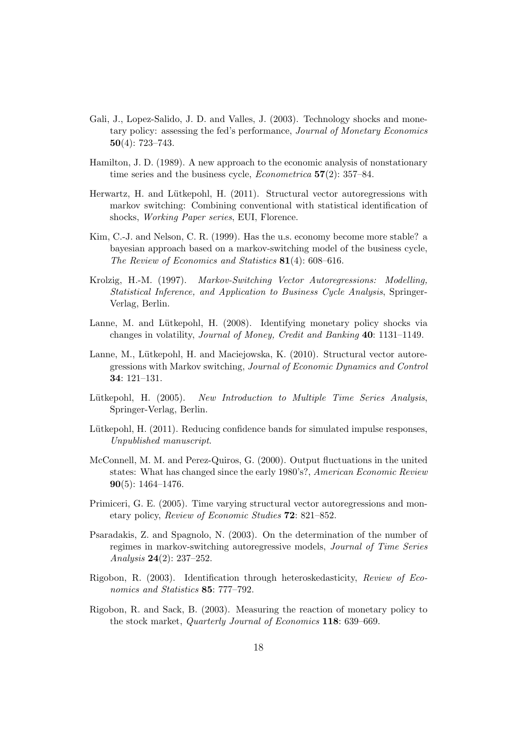Gali, J., Lopez-Salido, J. D. and Valles, J. (2003). Technology shocks and monetary policy: assessing the fed's performance, *Journal of Monetary Economics* **50**(4): 723–743.

Hamilton, J. D. (1989). A new approach to the economic analysis of nonstationary time series and the business cycle, *Econometrica* **57**(2): 357–84.

Herwartz, H. and Lütkepohl, H. (2011). Structural vector autoregressions with markov switching: Combining conventional with statistical identification of shocks, *Working Paper series*, EUI, Florence.

Kim, C.-J. and Nelson, C. R. (1999). Has the u.s. economy become more stable? a bayesian approach based on a markov-switching model of the business cycle, *The Review of Economics and Statistics* **81**(4): 608–616.

Krolzig, H.-M. (1997). *Markov-Switching Vector Autoregressions: Modelling, Statistical Inference, and Application to Business Cycle Analysis*, Springer-Verlag, Berlin.

Lanne, M. and Lütkepohl, H. (2008). Identifying monetary policy shocks via changes in volatility, *Journal of Money, Credit and Banking* **40**: 1131–1149.

Lanne, M., Lütkepohl, H. and Maciejowska, K. (2010). Structural vector autoregressions with Markov switching, *Journal of Economic Dynamics and Control* **34**: 121–131.

Lütkepohl, H. (2005). *New Introduction to Multiple Time Series Analysis*, Springer-Verlag, Berlin.

Lütkepohl, H. (2011). Reducing confidence bands for simulated impulse responses, *Unpublished manuscript*.

McConnell, M. M. and Perez-Quiros, G. (2000). Output fluctuations in the united states: What has changed since the early 1980's?, *American Economic Review* **90**(5): 1464–1476.

Primiceri, G. E. (2005). Time varying structural vector autoregressions and monetary policy, *Review of Economic Studies* **72**: 821–852.

Psaradakis, Z. and Spagnolo, N. (2003). On the determination of the number of regimes in markov-switching autoregressive models, *Journal of Time Series Analysis* **24**(2): 237–252.

Rigobon, R. (2003). Identification through heteroskedasticity, *Review of Economics and Statistics* **85**: 777–792.

Rigobon, R. and Sack, B. (2003). Measuring the reaction of monetary policy to the stock market, *Quarterly Journal of Economics* **118**: 639–669.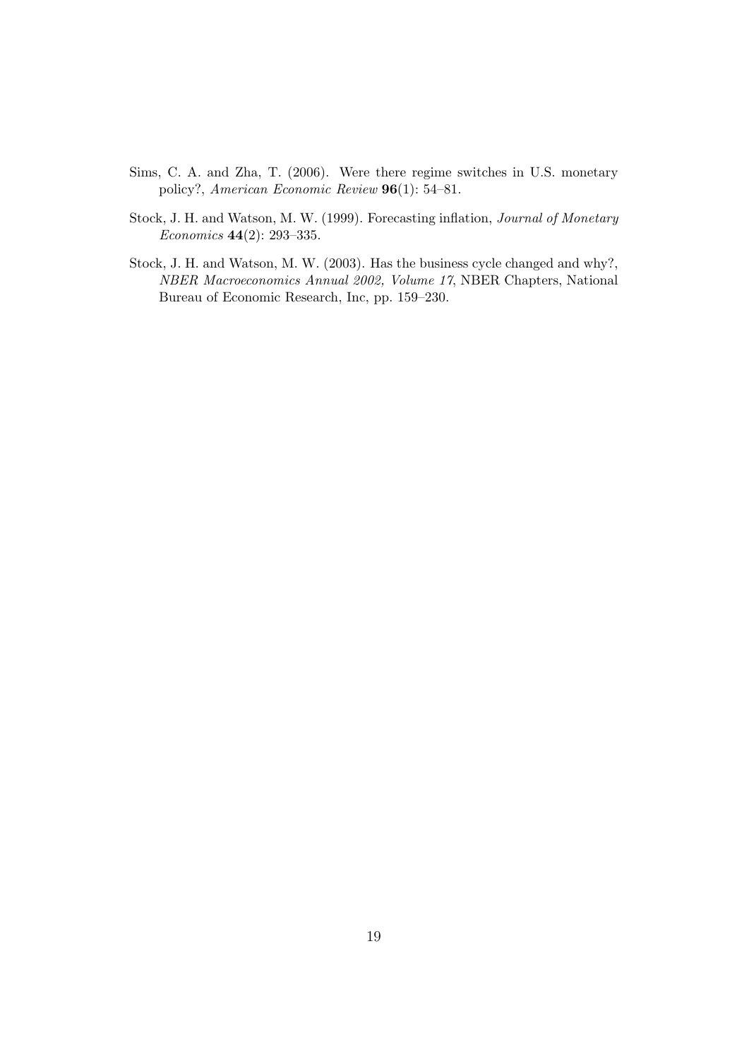Sims, C. A. and Zha, T. (2006). Were there regime switches in U.S. monetary policy?, *American Economic Review* **96**(1): 54–81.

Stock, J. H. and Watson, M. W. (1999). Forecasting inflation, *Journal of Monetary Economics* **44**(2): 293–335.

Stock, J. H. and Watson, M. W. (2003). Has the business cycle changed and why?, *NBER Macroeconomics Annual 2002, Volume 17*, NBER Chapters, National Bureau of Economic Research, Inc, pp. 159–230.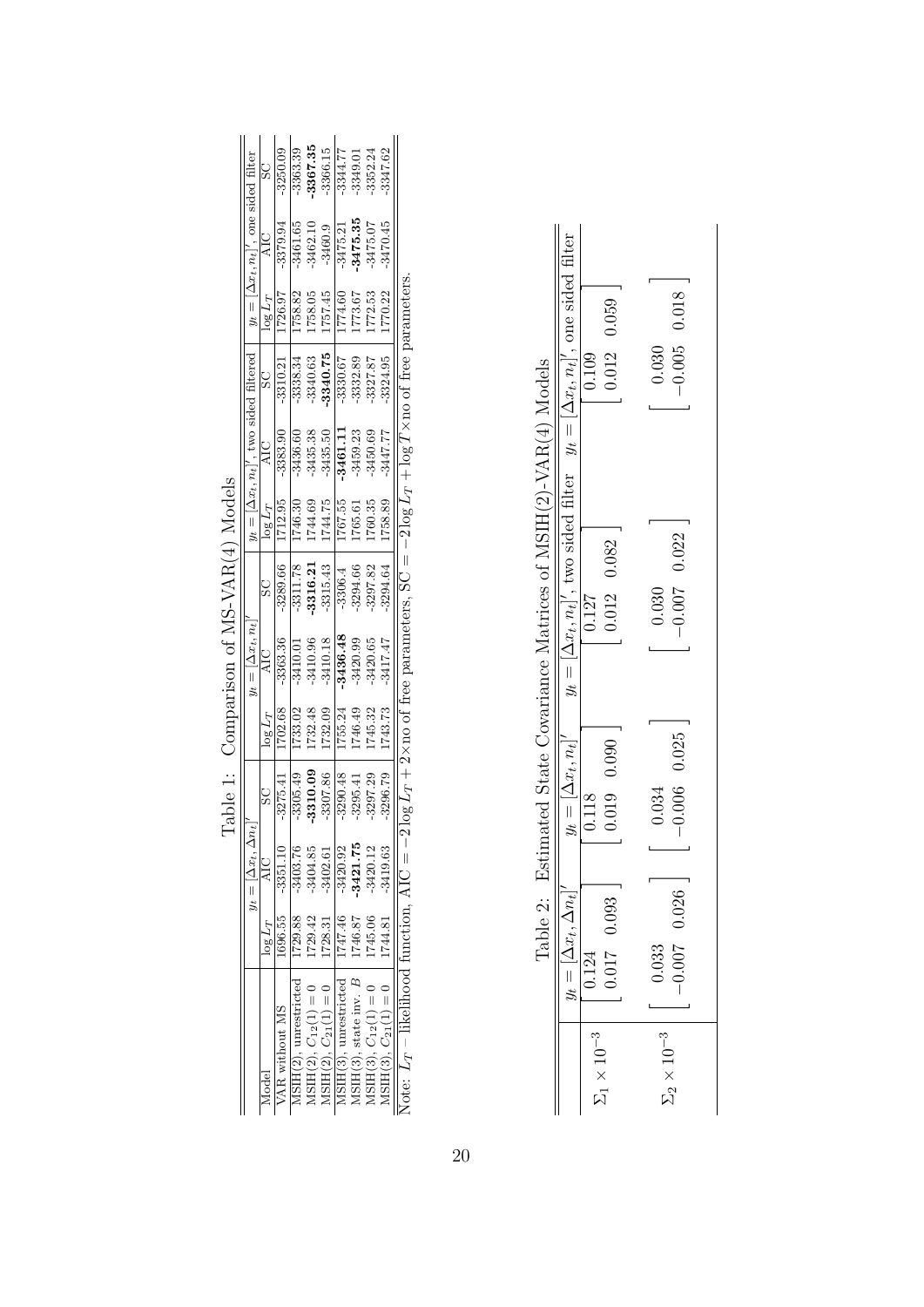Table 1: Comparison of MS-VAR(4) Models

| Model | $y_t = [\Delta x_t, \Delta n_t]'$ | | | $y_t = [\Delta x_t, n_t]'$ | | | $y_t = [\Delta x_t, n_t]'$, two sided filtered | | | $y_t = [\Delta x_t, n_t]'$, one sided filter | | |
|---|---|---|---|---|---|---|---|---|---|---|---|---|
| | $\log L_T$ | AIC | SC | $\log L_T$ | AIC | SC | $\log L_T$ | AIC | SC | $\log L_T$ | AIC | SC |
| VAR without MS | 1696.55 | -3351.10 | -3275.41 | 1702.68 | -3363.36 | -3289.66 | 1712.95 | -3383.90 | -3310.21 | 1726.97 | -3379.94 | -3250.09 |
| MSIH(2), unrestricted | 1729.88 | -3403.76 | -3305.49 | 1733.02 | -3410.01 | -3311.78 | 1746.30 | -3436.60 | -3338.34 | 1758.82 | -3461.65 | -3363.39 |
| MSIH(2), $C_{12}(1) = 0$ | 1729.42 | -3404.85 | **-3310.09** | 1732.48 | -3410.96 | **-3316.21** | 1744.69 | -3435.38 | -3340.63 | 1758.05 | -3462.10 | **-3367.35** |
| MSIH(2), $C_{21}(1) = 0$ | 1728.31 | -3402.61 | -3307.86 | 1732.09 | -3410.18 | -3315.43 | 1744.75 | -3435.50 | **-3340.75** | 1757.45 | -3460.9 | -3366.15 |
| MSIH(3), unrestricted | 1747.46 | -3420.92 | -3290.48 | 1755.24 | **-3436.48** | -3306.4 | 1767.55 | **-3461.11** | -3330.67 | 1774.60 | -3475.21 | -3344.77 |
| MSIH(3), state inv. $B$ | 1746.87 | **-3421.75** | -3295.41 | 1746.49 | -3420.99 | -3294.66 | 1765.61 | -3459.23 | -3332.89 | 1773.67 | **-3475.35** | -3349.01 |
| MSIH(3), $C_{12}(1) = 0$ | 1745.06 | -3420.12 | -3297.29 | 1745.32 | -3420.65 | -3297.82 | 1760.35 | -3450.69 | -3327.87 | 1772.53 | -3475.07 | -3352.24 |
| MSIH(3), $C_{21}(1) = 0$ | 1744.81 | -3419.63 | -3296.79 | 1743.73 | -3417.47 | -3294.64 | 1758.89 | -3447.77 | -3324.95 | 1770.22 | -3470.45 | -3347.62 |

Note: $L_T$ – likelihood function, AIC $= -2 \log L_T + 2\times$no of free parameters, SC $= -2 \log L_T + \log T \times$no of free parameters.

Table 2: Estimated State Covariance Matrices of MSIH(2)-VAR(4) Models

| | $y_t = [\Delta x_t, \Delta n_t]'$ | $y_t = [\Delta x_t, n_t]'$ | $y_t = [\Delta x_t, n_t]'$, two sided filter | $y_t = [\Delta x_t, n_t]'$, one sided filter |
|---|---|---|---|---|
| $\Sigma_1 \times 10^{-3}$ | $\begin{bmatrix} 0.124 & \\ 0.017 & 0.093 \end{bmatrix}$ | $\begin{bmatrix} 0.118 & \\ 0.019 & 0.090 \end{bmatrix}$ | $\begin{bmatrix} 0.127 & \\ 0.012 & 0.082 \end{bmatrix}$ | $\begin{bmatrix} 0.109 & \\ 0.012 & 0.059 \end{bmatrix}$ |
| $\Sigma_2 \times 10^{-3}$ | $\begin{bmatrix} 0.033 & \\ -0.007 & 0.026 \end{bmatrix}$ | $\begin{bmatrix} 0.034 & \\ -0.006 & 0.025 \end{bmatrix}$ | $\begin{bmatrix} 0.030 & \\ -0.007 & 0.022 \end{bmatrix}$ | $\begin{bmatrix} 0.030 & \\ -0.005 & 0.018 \end{bmatrix}$ |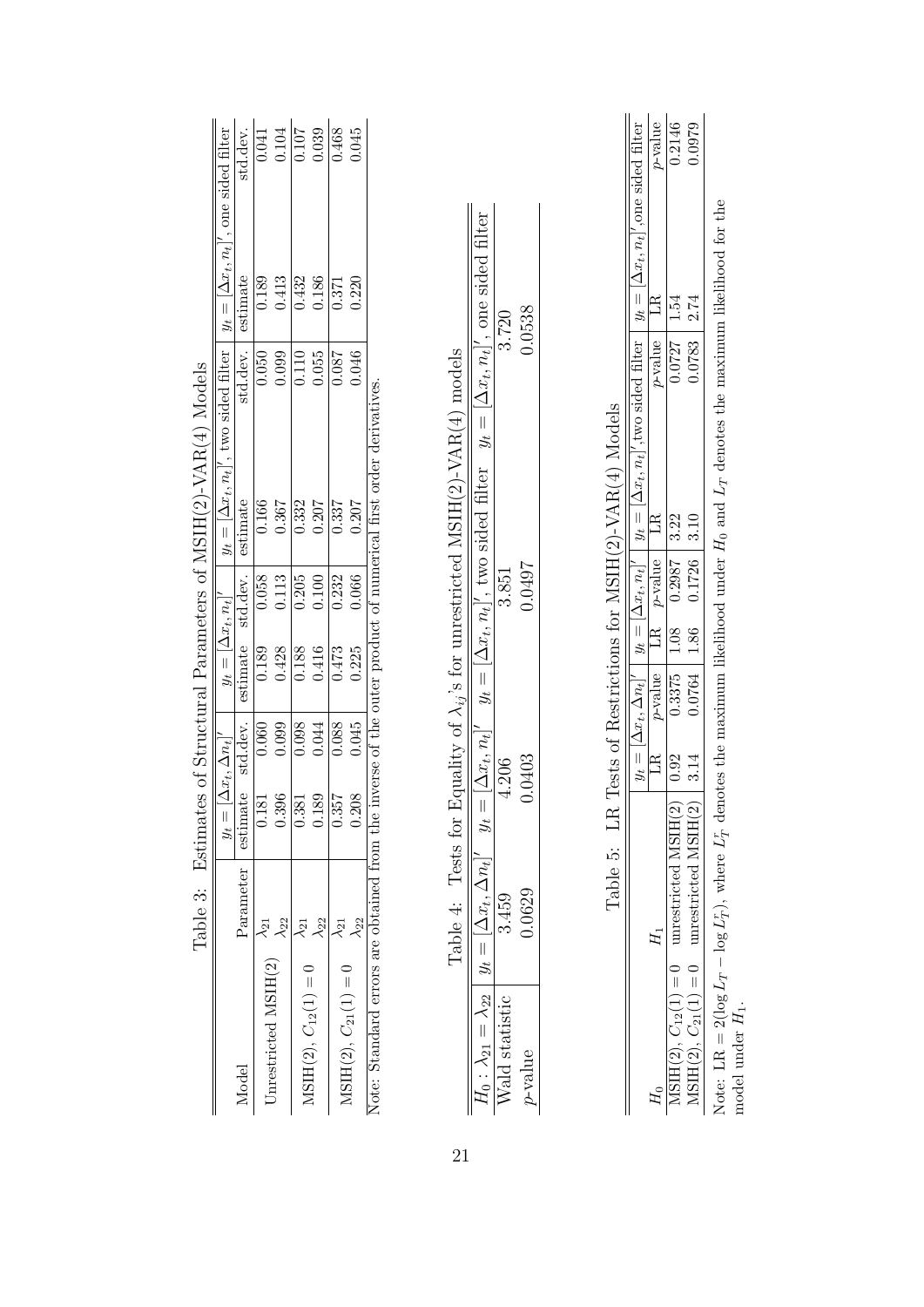Table 3: Estimates of Structural Parameters of MSIH(2)-VAR(4) Models

| Model | Parameter | $y_t = [\Delta x_t, \Delta n_t]'$ estimate | $y_t = [\Delta x_t, \Delta n_t]'$ std.dev. | $y_t = [\Delta x_t, n_t]'$ estimate | $y_t = [\Delta x_t, n_t]'$ std.dev. | $y_t = [\Delta x_t, n_t]'$, two sided filter estimate | $y_t = [\Delta x_t, n_t]'$, two sided filter std.dev. | $y_t = [\Delta x_t, n_t]'$, one sided filter estimate | $y_t = [\Delta x_t, n_t]'$, one sided filter std.dev. |
|---|---|---|---|---|---|---|---|---|---|
| Unrestricted MSIH(2) | $\lambda_{21}$ | 0.181 | 0.060 | 0.189 | 0.058 | 0.166 | 0.050 | 0.189 | 0.041 |
| | $\lambda_{22}$ | 0.396 | 0.099 | 0.428 | 0.113 | 0.367 | 0.099 | 0.413 | 0.104 |
| MSIH(2), $C_{12}(1) = 0$ | $\lambda_{21}$ | 0.381 | 0.098 | 0.188 | 0.205 | 0.332 | 0.110 | 0.432 | 0.107 |
| | $\lambda_{22}$ | 0.189 | 0.044 | 0.416 | 0.100 | 0.207 | 0.055 | 0.186 | 0.039 |
| MSIH(2), $C_{21}(1) = 0$ | $\lambda_{21}$ | 0.357 | 0.088 | 0.473 | 0.232 | 0.337 | 0.087 | 0.371 | 0.468 |
| | $\lambda_{22}$ | 0.208 | 0.045 | 0.225 | 0.066 | 0.207 | 0.046 | 0.220 | 0.045 |

Note: Standard errors are obtained from the inverse of the outer product of numerical first order derivatives.

Table 4: Tests for Equality of $\lambda_{ij}$'s for unrestricted MSIH(2)-VAR(4) models

| $H_0: \lambda_{21} = \lambda_{22}$ | $y_t = [\Delta x_t, \Delta n_t]'$ | $y_t = [\Delta x_t, n_t]'$ | $y_t = [\Delta x_t, n_t]'$, two sided filter | $y_t = [\Delta x_t, n_t]'$, one sided filter |
|---|---|---|---|---|
| Wald statistic | 3.459 | 4.206 | 3.851 | 3.720 |
| $p$-value | 0.0629 | 0.0403 | 0.0497 | 0.0538 |

Table 5: LR Tests of Restrictions for MSIH(2)-VAR(4) Models

| $H_0$ | $H_1$ | $y_t = [\Delta x_t, \Delta n_t]'$ LR | $y_t = [\Delta x_t, \Delta n_t]'$ $p$-value | $y_t = [\Delta x_t, n_t]'$ LR | $y_t = [\Delta x_t, n_t]'$ $p$-value | $y_t = [\Delta x_t, n_t]'$, two sided filter LR | $y_t = [\Delta x_t, n_t]'$, two sided filter $p$-value | $y_t = [\Delta x_t, n_t]'$, one sided filter LR | $y_t = [\Delta x_t, n_t]'$, one sided filter $p$-value |
|---|---|---|---|---|---|---|---|---|---|
| MSIH(2), $C_{12}(1) = 0$ | unrestricted MSIH(2) | 0.92 | 0.3375 | 1.08 | 0.2987 | 3.22 | 0.0727 | 1.54 | 0.2146 |
| MSIH(2), $C_{21}(1) = 0$ | unrestricted MSIH(2) | 3.14 | 0.0764 | 1.86 | 0.1726 | 3.10 | 0.0783 | 2.74 | 0.0979 |

Note: LR $= 2(\log L_T - \log L_T^r)$, where $L_T^r$ denotes the maximum likelihood under $H_0$ and $L_T$ denotes the maximum likelihood for the model under $H_1$.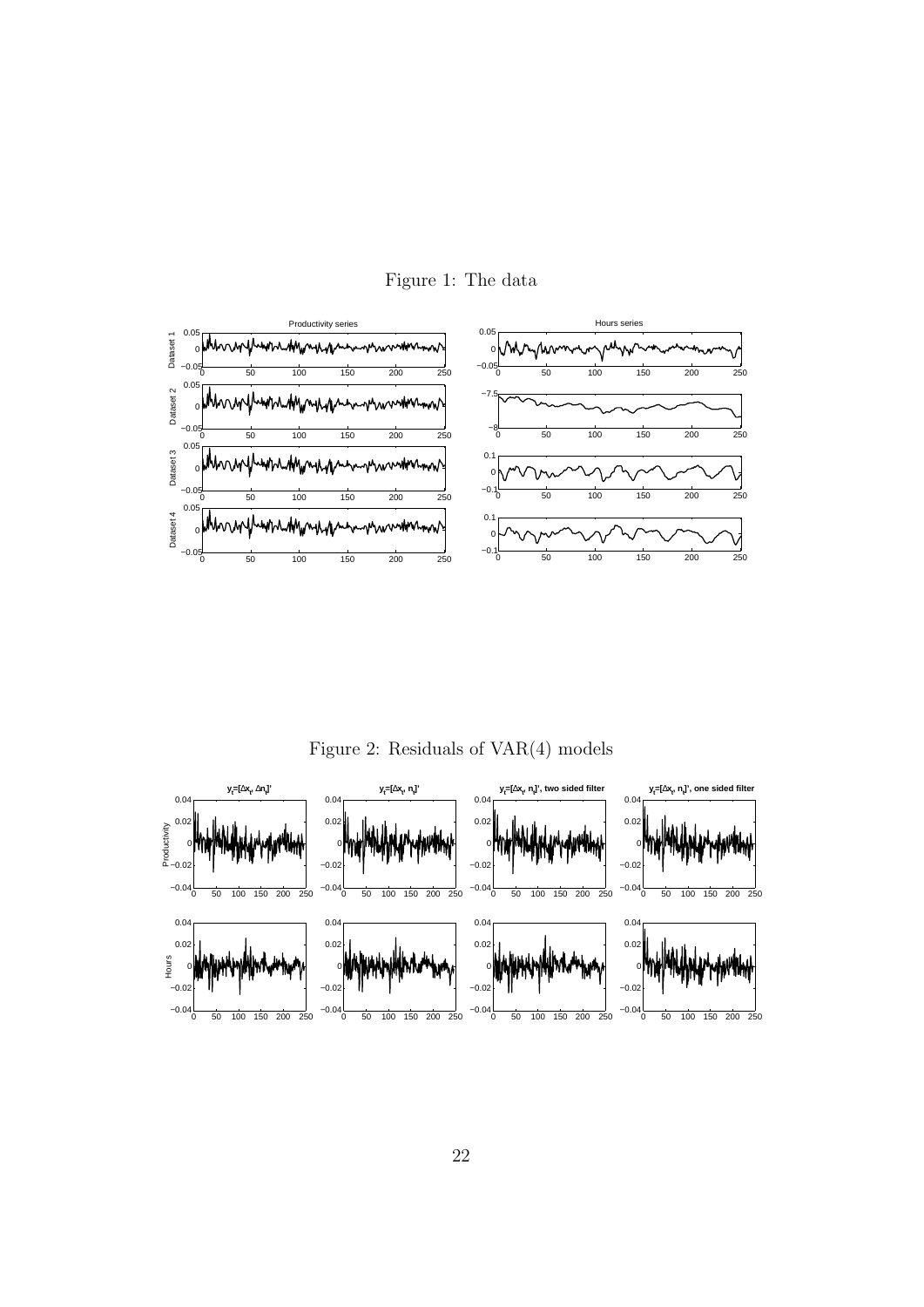Figure 1: The data

Figure 2: Residuals of VAR(4) models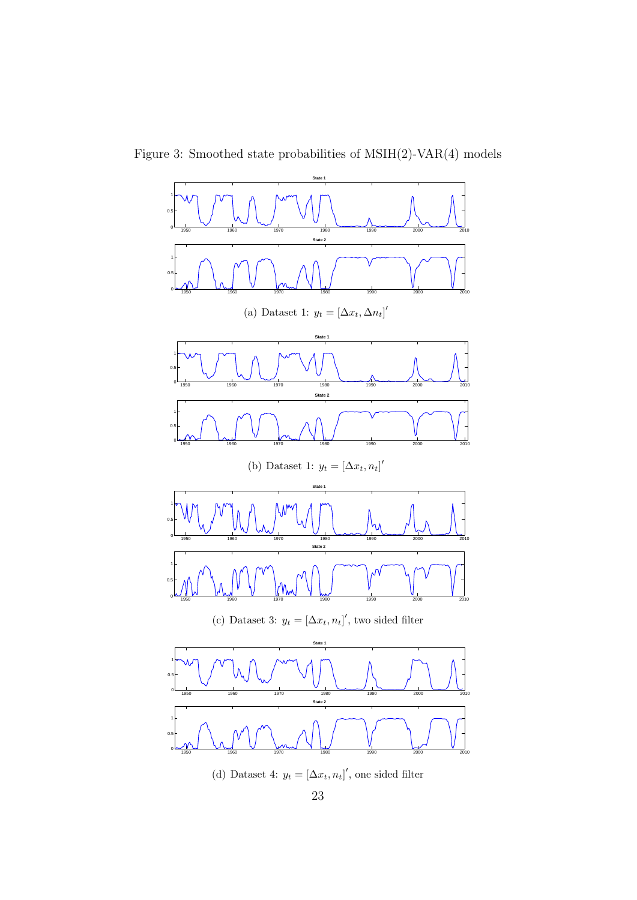Figure 3: Smoothed state probabilities of MSIH(2)-VAR(4) models

(a) Dataset 1: $y_t = [\Delta x_t, \Delta n_t]'$

(b) Dataset 1: $y_t = [\Delta x_t, n_t]'$

(c) Dataset 3: $y_t = [\Delta x_t, n_t]'$, two sided filter

(d) Dataset 4: $y_t = [\Delta x_t, n_t]'$, one sided filter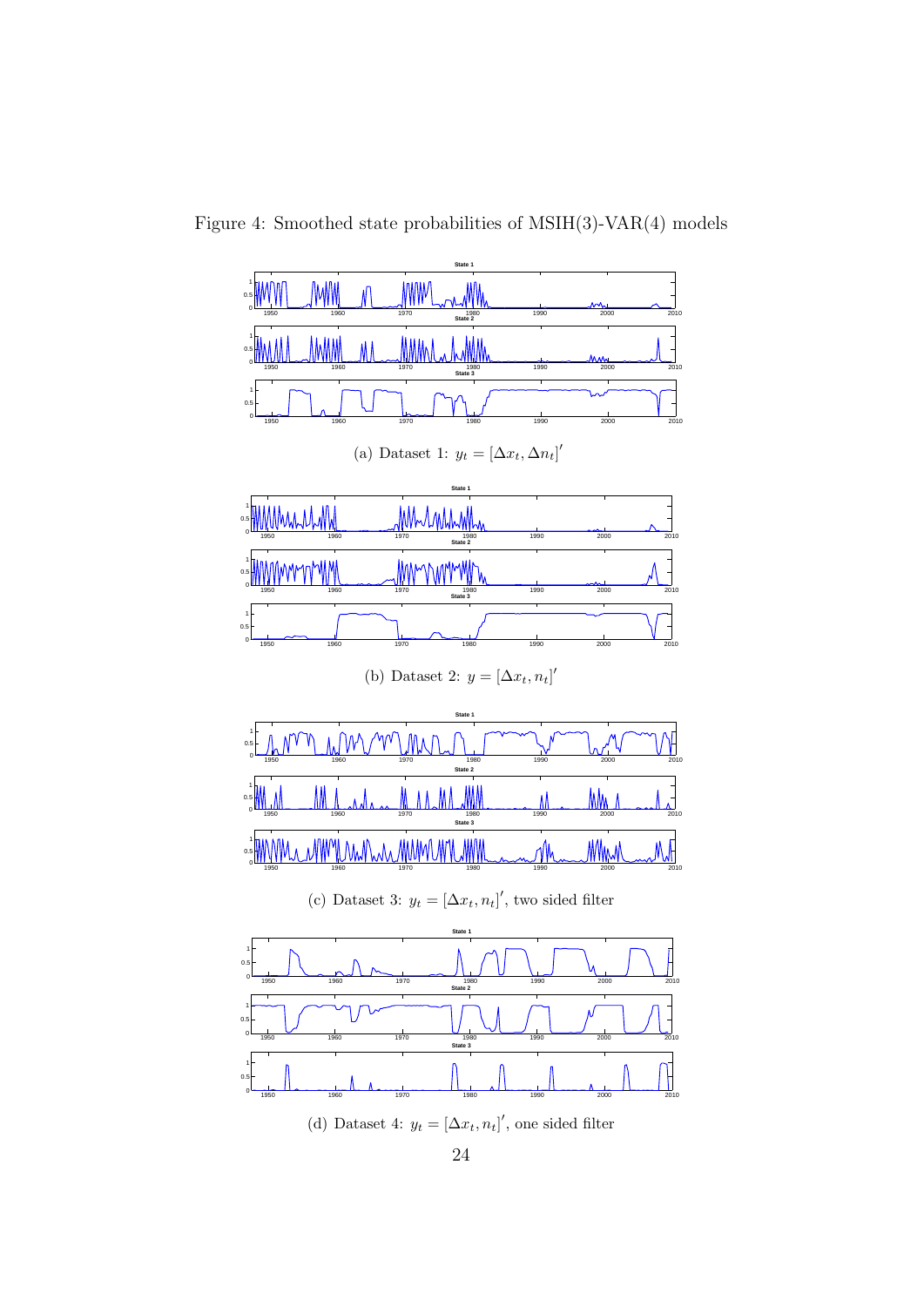Figure 4: Smoothed state probabilities of MSIH(3)-VAR(4) models

(a) Dataset 1: $y_t = [\Delta x_t, \Delta n_t]'$

(b) Dataset 2: $y = [\Delta x_t, n_t]'$

(c) Dataset 3: $y_t = [\Delta x_t, n_t]'$, two sided filter

(d) Dataset 4: $y_t = [\Delta x_t, n_t]'$, one sided filter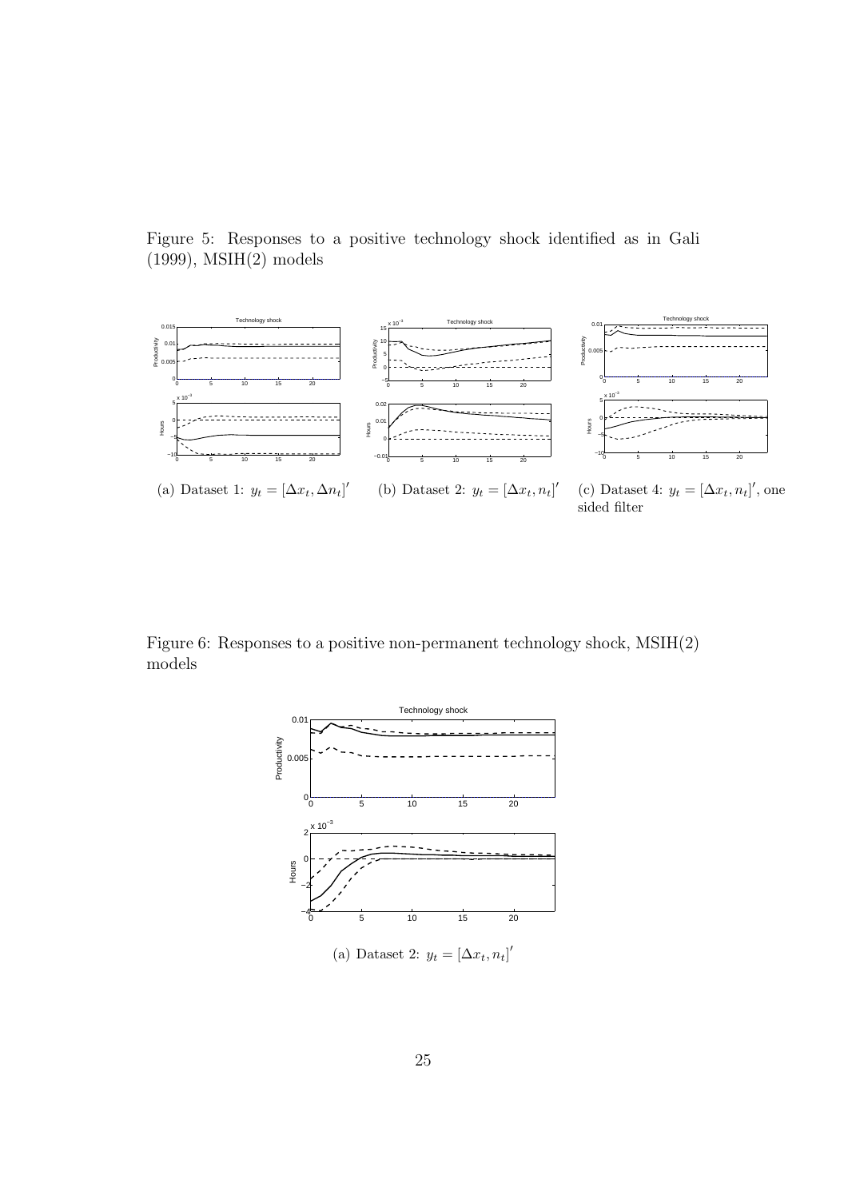Figure 5: Responses to a positive technology shock identified as in Gali (1999), MSIH(2) models

(a) Dataset 1: $y_t = [\Delta x_t, \Delta n_t]'$

(b) Dataset 2: $y_t = [\Delta x_t, n_t]'$

(c) Dataset 4: $y_t = [\Delta x_t, n_t]'$, one sided filter

Figure 6: Responses to a positive non-permanent technology shock, MSIH(2) models

(a) Dataset 2: $y_t = [\Delta x_t, n_t]'$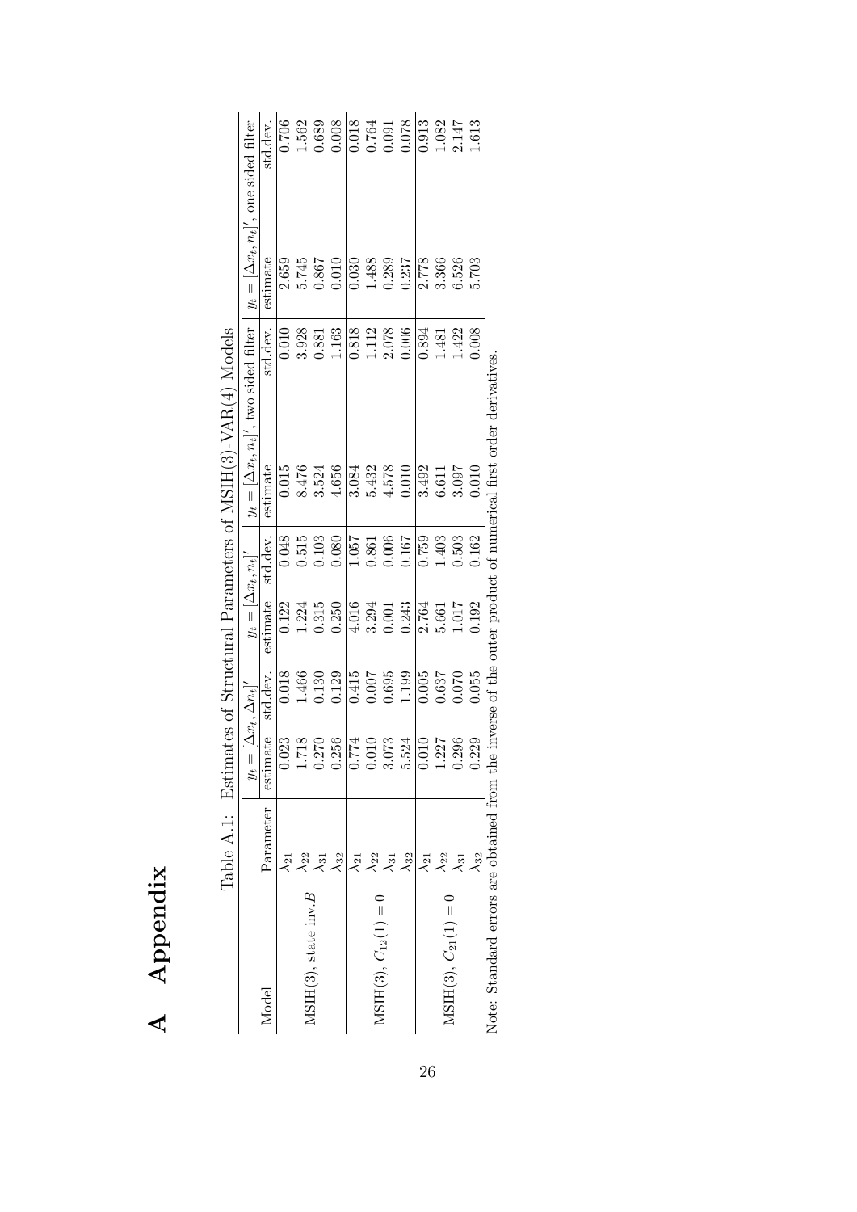# A Appendix

Table A.1: Estimates of Structural Parameters of MSIH(3)-VAR(4) Models

| Model | Parameter | $y_t = [\Delta x_t, \Delta n_t]'$ | | $y_t = [\Delta x_t, n_t]'$ | | $y_t = [\Delta x_t, n_t]'$, two sided filter | | $y_t = [\Delta x_t, n_t]'$, one sided filter | |
|---|---|---|---|---|---|---|---|---|---|
| | | estimate | std.dev. | estimate | std.dev. | estimate | std.dev. | estimate | std.dev. |
| MSIH(3), state inv. $B$ | $\lambda_{21}$ | 0.023 | 0.018 | 0.122 | 0.048 | 0.015 | 0.010 | 2.659 | 0.706 |
| | $\lambda_{22}$ | 1.718 | 1.466 | 1.224 | 0.515 | 8.476 | 3.928 | 5.745 | 1.562 |
| | $\lambda_{31}$ | 0.270 | 0.130 | 0.315 | 0.103 | 3.524 | 0.881 | 0.867 | 0.689 |
| | $\lambda_{32}$ | 0.256 | 0.129 | 0.250 | 0.080 | 4.656 | 1.163 | 0.010 | 0.008 |
| MSIH(3), $C_{12}(1) = 0$ | $\lambda_{21}$ | 0.774 | 0.415 | 4.016 | 1.057 | 3.084 | 0.818 | 0.030 | 0.018 |
| | $\lambda_{22}$ | 0.010 | 0.007 | 3.294 | 0.861 | 5.432 | 1.112 | 1.488 | 0.764 |
| | $\lambda_{31}$ | 3.073 | 0.695 | 0.001 | 0.006 | 4.578 | 2.078 | 0.289 | 0.091 |
| | $\lambda_{32}$ | 5.524 | 1.199 | 0.243 | 0.167 | 0.010 | 0.006 | 0.237 | 0.078 |
| MSIH(3), $C_{21}(1) = 0$ | $\lambda_{21}$ | 0.010 | 0.005 | 2.764 | 0.759 | 3.492 | 0.894 | 2.778 | 0.913 |
| | $\lambda_{22}$ | 1.227 | 0.637 | 5.661 | 1.403 | 6.611 | 1.481 | 3.366 | 1.082 |
| | $\lambda_{31}$ | 0.296 | 0.070 | 1.017 | 0.503 | 3.097 | 1.422 | 6.526 | 2.147 |
| | $\lambda_{32}$ | 0.229 | 0.055 | 0.192 | 0.162 | 0.010 | 0.008 | 5.703 | 1.613 |

Note: Standard errors are obtained from the inverse of the outer product of numerical first order derivatives.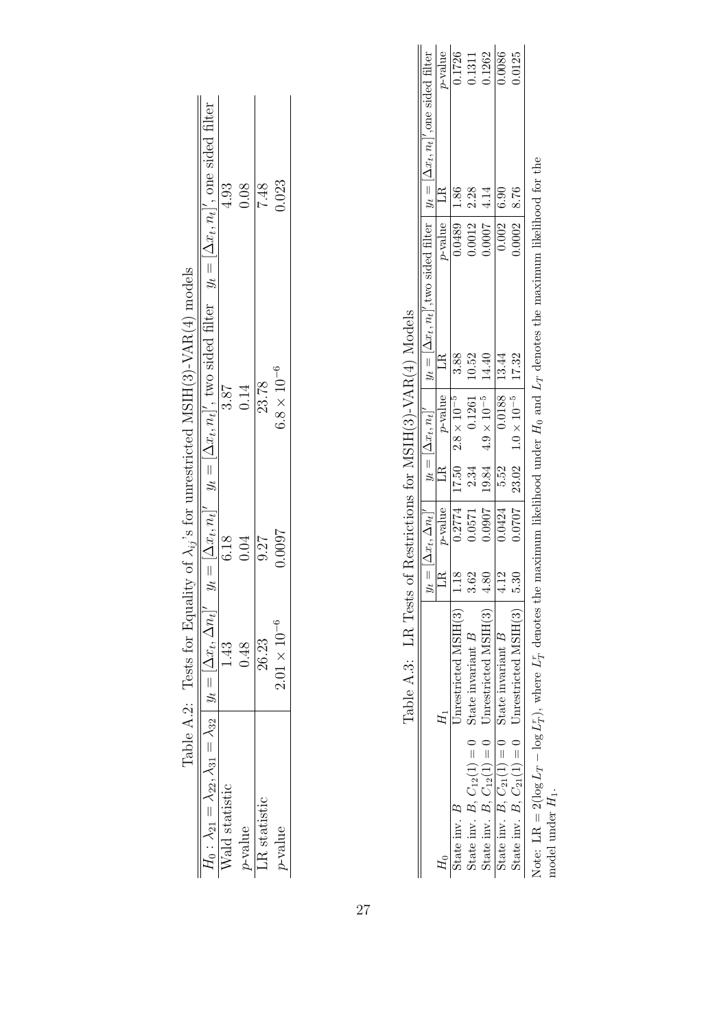Table A.2: Tests for Equality of $\lambda_{ij}$'s for unrestricted MSIH(3)-VAR(4) models

| $H_0 : \lambda_{21} = \lambda_{22}, \lambda_{31} = \lambda_{32}$ | $y_t = [\Delta x_t, \Delta n_t]'$ | $y_t = [\Delta x_t, n_t]'$ | $y_t = [\Delta x_t, n_t]'$, two sided filter | $y_t = [\Delta x_t, n_t]'$, one sided filter |
|---|---|---|---|---|
| Wald statistic | 1.43 | 6.18 | 3.87 | 4.93 |
| $p$-value | 0.48 | 0.04 | 0.14 | 0.08 |
| LR statistic | 26.23 | 9.27 | 23.78 | 7.48 |
| $p$-value | $2.01 \times 10^{-6}$ | 0.0097 | $6.8 \times 10^{-6}$ | 0.023 |

Table A.3: LR Tests of Restrictions for MSIH(3)-VAR(4) Models

| $H_0$ | $H_1$ | $y_t = [\Delta x_t, \Delta n_t]'$ | | $y_t = [\Delta x_t, n_t]'$ | | $y_t = [\Delta x_t, n_t]'$,two sided filter | | $y_t = [\Delta x_t, n_t]'$,one sided filter | |
|---|---|---|---|---|---|---|---|---|---|
| | | LR | $p$-value | LR | $p$-value | LR | $p$-value | LR | $p$-value |
| State inv. $B$ | Unrestricted MSIH(3) | 1.18 | 0.2774 | 17.50 | $2.8 \times 10^{-5}$ | 3.88 | 0.0489 | 1.86 | 0.1726 |
| State inv. $B$, $C_{12}(1) = 0$ | State invariant $B$ | 3.62 | 0.0571 | 2.34 | 0.1261 | 10.52 | 0.0012 | 2.28 | 0.1311 |
| State inv. $B$, $C_{12}(1) = 0$ | Unrestricted MSIH(3) | 4.80 | 0.0907 | 19.84 | $4.9 \times 10^{-5}$ | 14.40 | 0.0007 | 4.14 | 0.1262 |
| State inv. $B$, $C_{21}(1) = 0$ | State invariant $B$ | 4.12 | 0.0424 | 5.52 | 0.0188 | 13.44 | 0.002 | 6.90 | 0.0086 |
| State inv. $B$, $C_{21}(1) = 0$ | Unrestricted MSIH(3) | 5.30 | 0.0707 | 23.02 | $1.0 \times 10^{-5}$ | 17.32 | 0.0002 | 8.76 | 0.0125 |

Note: LR $= 2(\log L_T - \log L_T^r)$, where $L_T^r$ denotes the maximum likelihood under $H_0$ and $L_T$ denotes the maximum likelihood for the model under $H_1$.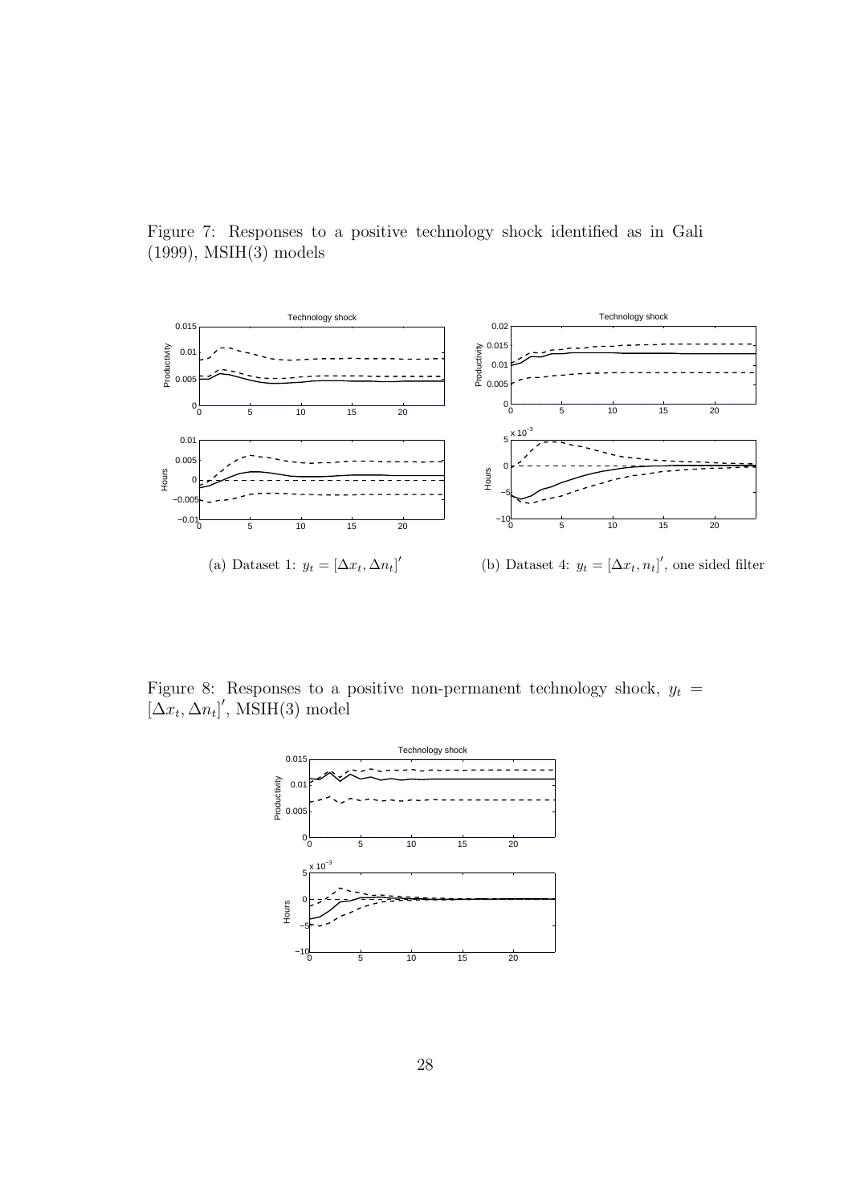Figure 7: Responses to a positive technology shock identified as in Gali (1999), MSIH(3) models

(a) Dataset 1: $y_t = [\Delta x_t, \Delta n_t]'$

(b) Dataset 4: $y_t = [\Delta x_t, n_t]'$, one sided filter

Figure 8: Responses to a positive non-permanent technology shock, $y_t = [\Delta x_t, \Delta n_t]'$, MSIH(3) model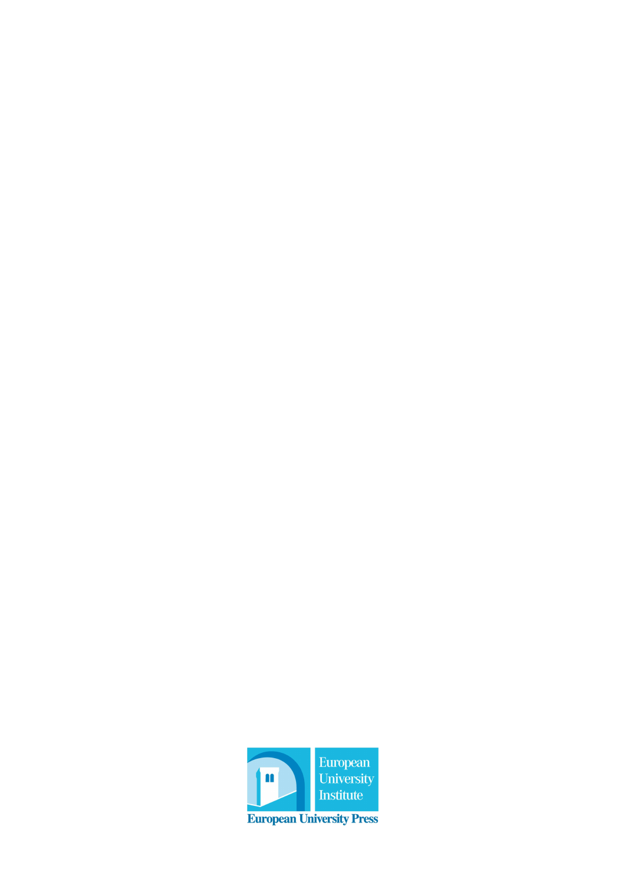European
University
Institute

European University Press